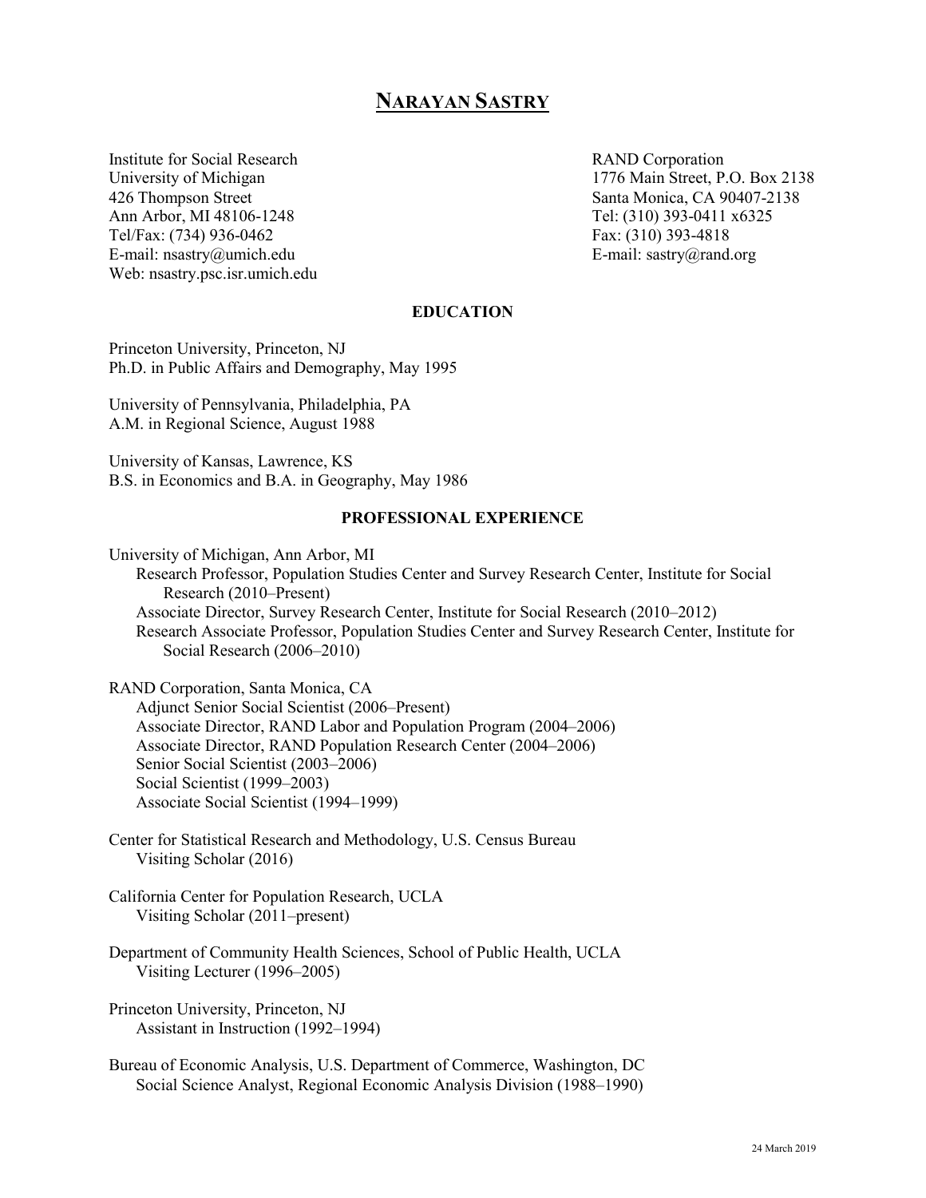# NARAYAN SASTRY

Institute for Social Research
University of Michigan
426 Thompson Street
Ann Arbor, MI 48106-1248
Tel/Fax: (734) 936-0462
E-mail: nsastry@umich.edu
Web: nsastry.psc.isr.umich.edu

RAND Corporation
1776 Main Street, P.O. Box 2138
Santa Monica, CA 90407-2138
Tel: (310) 393-0411 x6325
Fax: (310) 393-4818
E-mail: sastry@rand.org

## EDUCATION

Princeton University, Princeton, NJ
Ph.D. in Public Affairs and Demography, May 1995

University of Pennsylvania, Philadelphia, PA
A.M. in Regional Science, August 1988

University of Kansas, Lawrence, KS
B.S. in Economics and B.A. in Geography, May 1986

## PROFESSIONAL EXPERIENCE

University of Michigan, Ann Arbor, MI
- Research Professor, Population Studies Center and Survey Research Center, Institute for Social Research (2010–Present)
- Associate Director, Survey Research Center, Institute for Social Research (2010–2012)
- Research Associate Professor, Population Studies Center and Survey Research Center, Institute for Social Research (2006–2010)

RAND Corporation, Santa Monica, CA
- Adjunct Senior Social Scientist (2006–Present)
- Associate Director, RAND Labor and Population Program (2004–2006)
- Associate Director, RAND Population Research Center (2004–2006)
- Senior Social Scientist (2003–2006)
- Social Scientist (1999–2003)
- Associate Social Scientist (1994–1999)

Center for Statistical Research and Methodology, U.S. Census Bureau
- Visiting Scholar (2016)

California Center for Population Research, UCLA
- Visiting Scholar (2011–present)

Department of Community Health Sciences, School of Public Health, UCLA
- Visiting Lecturer (1996–2005)

Princeton University, Princeton, NJ
- Assistant in Instruction (1992–1994)

Bureau of Economic Analysis, U.S. Department of Commerce, Washington, DC
- Social Science Analyst, Regional Economic Analysis Division (1988–1990)

24 March 2019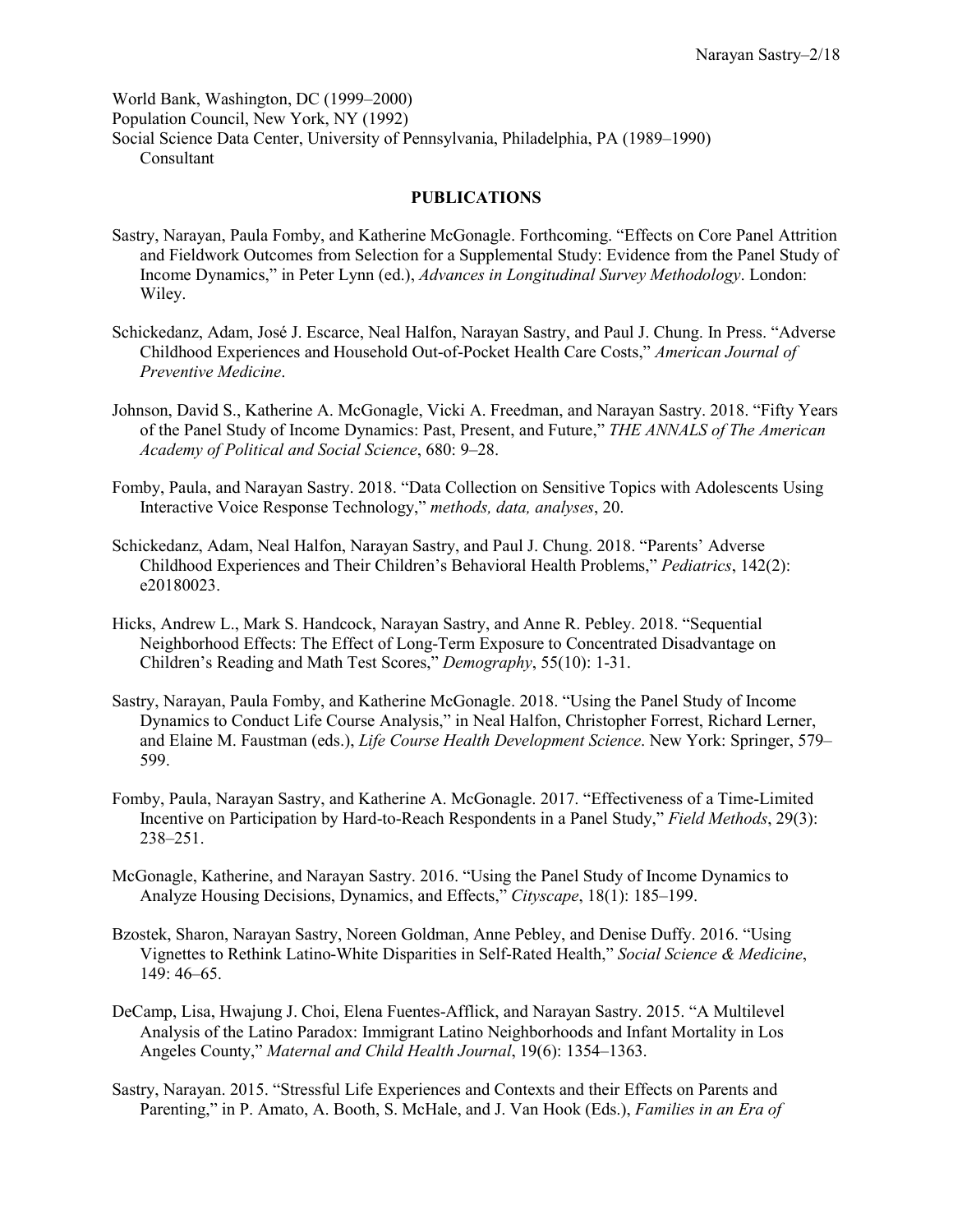World Bank, Washington, DC (1999–2000)
Population Council, New York, NY (1992)
Social Science Data Center, University of Pennsylvania, Philadelphia, PA (1989–1990)
Consultant

## PUBLICATIONS

Sastry, Narayan, Paula Fomby, and Katherine McGonagle. Forthcoming. "Effects on Core Panel Attrition and Fieldwork Outcomes from Selection for a Supplemental Study: Evidence from the Panel Study of Income Dynamics," in Peter Lynn (ed.), *Advances in Longitudinal Survey Methodology*. London: Wiley.

Schickedanz, Adam, José J. Escarce, Neal Halfon, Narayan Sastry, and Paul J. Chung. In Press. "Adverse Childhood Experiences and Household Out-of-Pocket Health Care Costs," *American Journal of Preventive Medicine*.

Johnson, David S., Katherine A. McGonagle, Vicki A. Freedman, and Narayan Sastry. 2018. "Fifty Years of the Panel Study of Income Dynamics: Past, Present, and Future," *THE ANNALS of The American Academy of Political and Social Science*, 680: 9–28.

Fomby, Paula, and Narayan Sastry. 2018. "Data Collection on Sensitive Topics with Adolescents Using Interactive Voice Response Technology," *methods, data, analyses*, 20.

Schickedanz, Adam, Neal Halfon, Narayan Sastry, and Paul J. Chung. 2018. "Parents' Adverse Childhood Experiences and Their Children's Behavioral Health Problems," *Pediatrics*, 142(2): e20180023.

Hicks, Andrew L., Mark S. Handcock, Narayan Sastry, and Anne R. Pebley. 2018. "Sequential Neighborhood Effects: The Effect of Long-Term Exposure to Concentrated Disadvantage on Children's Reading and Math Test Scores," *Demography*, 55(10): 1-31.

Sastry, Narayan, Paula Fomby, and Katherine McGonagle. 2018. "Using the Panel Study of Income Dynamics to Conduct Life Course Analysis," in Neal Halfon, Christopher Forrest, Richard Lerner, and Elaine M. Faustman (eds.), *Life Course Health Development Science*. New York: Springer, 579–599.

Fomby, Paula, Narayan Sastry, and Katherine A. McGonagle. 2017. "Effectiveness of a Time-Limited Incentive on Participation by Hard-to-Reach Respondents in a Panel Study," *Field Methods*, 29(3): 238–251.

McGonagle, Katherine, and Narayan Sastry. 2016. "Using the Panel Study of Income Dynamics to Analyze Housing Decisions, Dynamics, and Effects," *Cityscape*, 18(1): 185–199.

Bzostek, Sharon, Narayan Sastry, Noreen Goldman, Anne Pebley, and Denise Duffy. 2016. "Using Vignettes to Rethink Latino-White Disparities in Self-Rated Health," *Social Science & Medicine*, 149: 46–65.

DeCamp, Lisa, Hwajung J. Choi, Elena Fuentes-Afflick, and Narayan Sastry. 2015. "A Multilevel Analysis of the Latino Paradox: Immigrant Latino Neighborhoods and Infant Mortality in Los Angeles County," *Maternal and Child Health Journal*, 19(6): 1354–1363.

Sastry, Narayan. 2015. "Stressful Life Experiences and Contexts and their Effects on Parents and Parenting," in P. Amato, A. Booth, S. McHale, and J. Van Hook (Eds.), *Families in an Era of*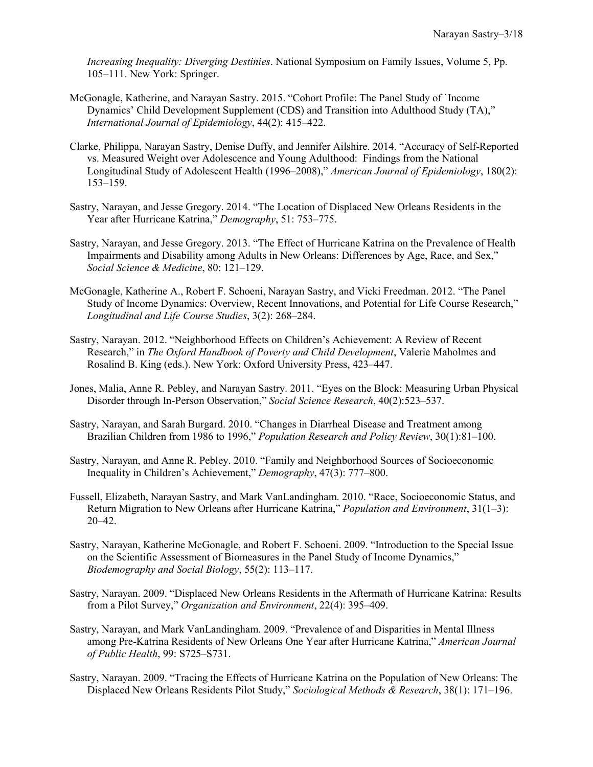*Increasing Inequality: Diverging Destinies*. National Symposium on Family Issues, Volume 5, Pp. 105–111. New York: Springer.

McGonagle, Katherine, and Narayan Sastry. 2015. "Cohort Profile: The Panel Study of `Income Dynamics' Child Development Supplement (CDS) and Transition into Adulthood Study (TA)," *International Journal of Epidemiology*, 44(2): 415–422.

Clarke, Philippa, Narayan Sastry, Denise Duffy, and Jennifer Ailshire. 2014. "Accuracy of Self-Reported vs. Measured Weight over Adolescence and Young Adulthood: Findings from the National Longitudinal Study of Adolescent Health (1996–2008)," *American Journal of Epidemiology*, 180(2): 153–159.

Sastry, Narayan, and Jesse Gregory. 2014. "The Location of Displaced New Orleans Residents in the Year after Hurricane Katrina," *Demography*, 51: 753–775.

Sastry, Narayan, and Jesse Gregory. 2013. "The Effect of Hurricane Katrina on the Prevalence of Health Impairments and Disability among Adults in New Orleans: Differences by Age, Race, and Sex," *Social Science & Medicine*, 80: 121–129.

McGonagle, Katherine A., Robert F. Schoeni, Narayan Sastry, and Vicki Freedman. 2012. "The Panel Study of Income Dynamics: Overview, Recent Innovations, and Potential for Life Course Research," *Longitudinal and Life Course Studies*, 3(2): 268–284.

Sastry, Narayan. 2012. "Neighborhood Effects on Children's Achievement: A Review of Recent Research," in *The Oxford Handbook of Poverty and Child Development*, Valerie Maholmes and Rosalind B. King (eds.). New York: Oxford University Press, 423–447.

Jones, Malia, Anne R. Pebley, and Narayan Sastry. 2011. "Eyes on the Block: Measuring Urban Physical Disorder through In-Person Observation," *Social Science Research*, 40(2):523–537.

Sastry, Narayan, and Sarah Burgard. 2010. "Changes in Diarrheal Disease and Treatment among Brazilian Children from 1986 to 1996," *Population Research and Policy Review*, 30(1):81–100.

Sastry, Narayan, and Anne R. Pebley. 2010. "Family and Neighborhood Sources of Socioeconomic Inequality in Children's Achievement," *Demography*, 47(3): 777–800.

Fussell, Elizabeth, Narayan Sastry, and Mark VanLandingham. 2010. "Race, Socioeconomic Status, and Return Migration to New Orleans after Hurricane Katrina," *Population and Environment*, 31(1–3): 20–42.

Sastry, Narayan, Katherine McGonagle, and Robert F. Schoeni. 2009. "Introduction to the Special Issue on the Scientific Assessment of Biomeasures in the Panel Study of Income Dynamics," *Biodemography and Social Biology*, 55(2): 113–117.

Sastry, Narayan. 2009. "Displaced New Orleans Residents in the Aftermath of Hurricane Katrina: Results from a Pilot Survey," *Organization and Environment*, 22(4): 395–409.

Sastry, Narayan, and Mark VanLandingham. 2009. "Prevalence of and Disparities in Mental Illness among Pre-Katrina Residents of New Orleans One Year after Hurricane Katrina," *American Journal of Public Health*, 99: S725–S731.

Sastry, Narayan. 2009. "Tracing the Effects of Hurricane Katrina on the Population of New Orleans: The Displaced New Orleans Residents Pilot Study," *Sociological Methods & Research*, 38(1): 171–196.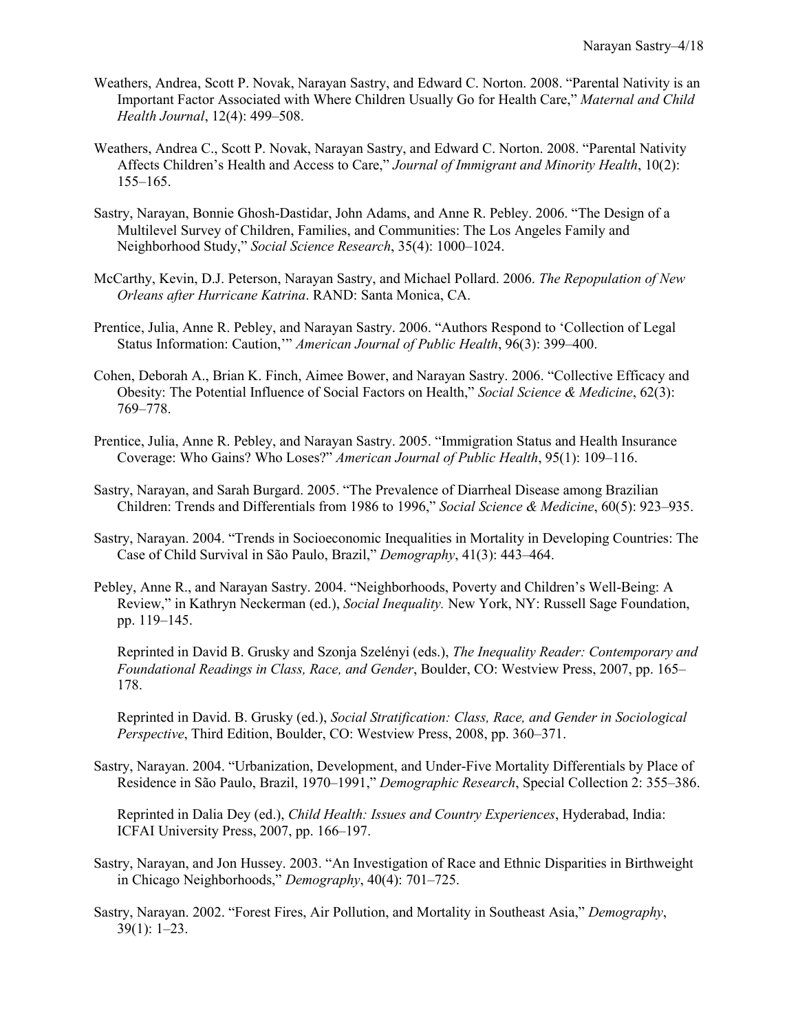Weathers, Andrea, Scott P. Novak, Narayan Sastry, and Edward C. Norton. 2008. "Parental Nativity is an Important Factor Associated with Where Children Usually Go for Health Care," *Maternal and Child Health Journal*, 12(4): 499–508.

Weathers, Andrea C., Scott P. Novak, Narayan Sastry, and Edward C. Norton. 2008. "Parental Nativity Affects Children's Health and Access to Care," *Journal of Immigrant and Minority Health*, 10(2): 155–165.

Sastry, Narayan, Bonnie Ghosh-Dastidar, John Adams, and Anne R. Pebley. 2006. "The Design of a Multilevel Survey of Children, Families, and Communities: The Los Angeles Family and Neighborhood Study," *Social Science Research*, 35(4): 1000–1024.

McCarthy, Kevin, D.J. Peterson, Narayan Sastry, and Michael Pollard. 2006. *The Repopulation of New Orleans after Hurricane Katrina*. RAND: Santa Monica, CA.

Prentice, Julia, Anne R. Pebley, and Narayan Sastry. 2006. "Authors Respond to 'Collection of Legal Status Information: Caution,'" *American Journal of Public Health*, 96(3): 399–400.

Cohen, Deborah A., Brian K. Finch, Aimee Bower, and Narayan Sastry. 2006. "Collective Efficacy and Obesity: The Potential Influence of Social Factors on Health," *Social Science & Medicine*, 62(3): 769–778.

Prentice, Julia, Anne R. Pebley, and Narayan Sastry. 2005. "Immigration Status and Health Insurance Coverage: Who Gains? Who Loses?" *American Journal of Public Health*, 95(1): 109–116.

Sastry, Narayan, and Sarah Burgard. 2005. "The Prevalence of Diarrheal Disease among Brazilian Children: Trends and Differentials from 1986 to 1996," *Social Science & Medicine*, 60(5): 923–935.

Sastry, Narayan. 2004. "Trends in Socioeconomic Inequalities in Mortality in Developing Countries: The Case of Child Survival in São Paulo, Brazil," *Demography*, 41(3): 443–464.

Pebley, Anne R., and Narayan Sastry. 2004. "Neighborhoods, Poverty and Children's Well-Being: A Review," in Kathryn Neckerman (ed.), *Social Inequality.* New York, NY: Russell Sage Foundation, pp. 119–145.

Reprinted in David B. Grusky and Szonja Szelényi (eds.), *The Inequality Reader: Contemporary and Foundational Readings in Class, Race, and Gender*, Boulder, CO: Westview Press, 2007, pp. 165–178.

Reprinted in David. B. Grusky (ed.), *Social Stratification: Class, Race, and Gender in Sociological Perspective*, Third Edition, Boulder, CO: Westview Press, 2008, pp. 360–371.

Sastry, Narayan. 2004. "Urbanization, Development, and Under-Five Mortality Differentials by Place of Residence in São Paulo, Brazil, 1970–1991," *Demographic Research*, Special Collection 2: 355–386.

Reprinted in Dalia Dey (ed.), *Child Health: Issues and Country Experiences*, Hyderabad, India: ICFAI University Press, 2007, pp. 166–197.

Sastry, Narayan, and Jon Hussey. 2003. "An Investigation of Race and Ethnic Disparities in Birthweight in Chicago Neighborhoods," *Demography*, 40(4): 701–725.

Sastry, Narayan. 2002. "Forest Fires, Air Pollution, and Mortality in Southeast Asia," *Demography*, 39(1): 1–23.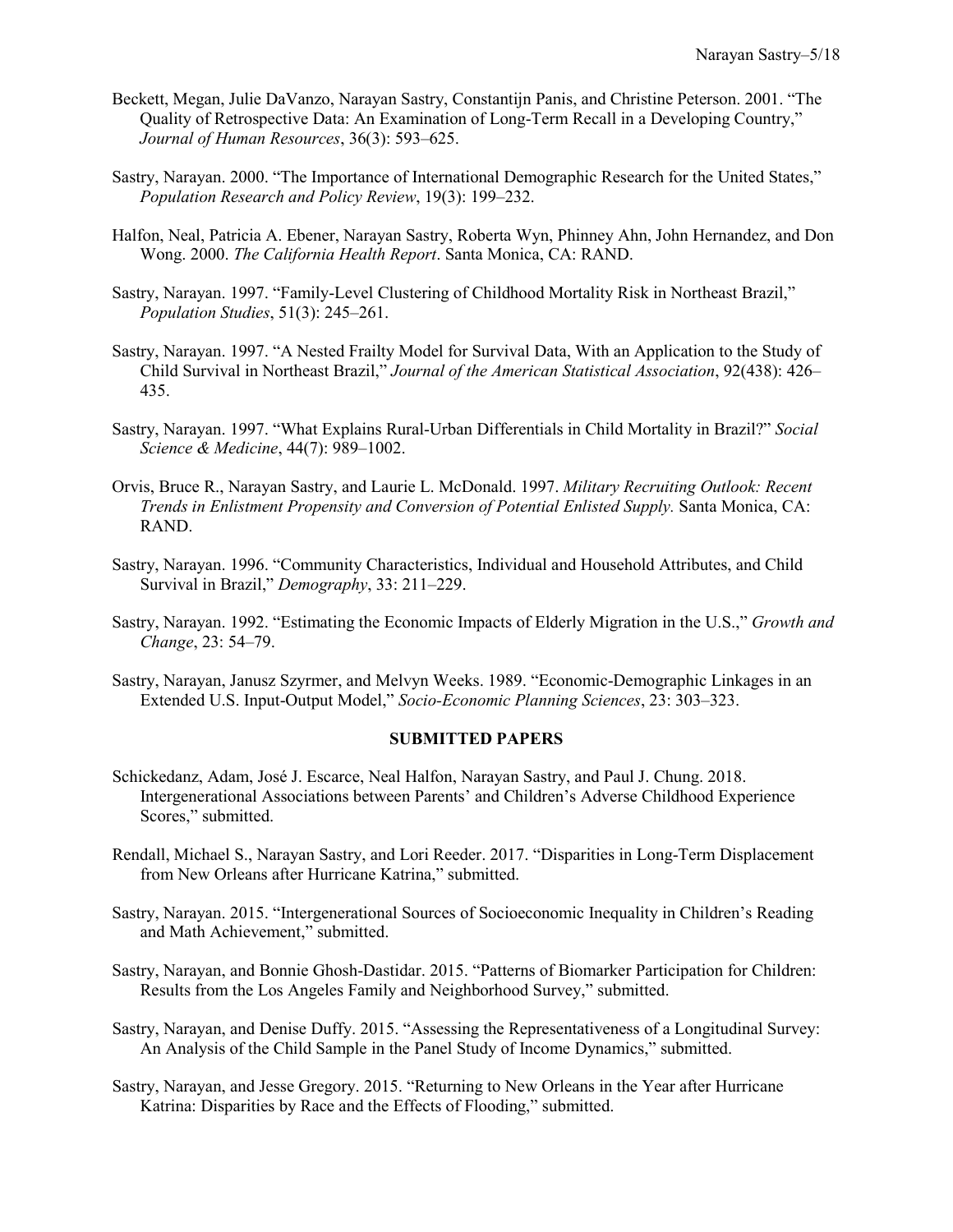Beckett, Megan, Julie DaVanzo, Narayan Sastry, Constantijn Panis, and Christine Peterson. 2001. "The Quality of Retrospective Data: An Examination of Long-Term Recall in a Developing Country," *Journal of Human Resources*, 36(3): 593–625.

Sastry, Narayan. 2000. "The Importance of International Demographic Research for the United States," *Population Research and Policy Review*, 19(3): 199–232.

Halfon, Neal, Patricia A. Ebener, Narayan Sastry, Roberta Wyn, Phinney Ahn, John Hernandez, and Don Wong. 2000. *The California Health Report*. Santa Monica, CA: RAND.

Sastry, Narayan. 1997. "Family-Level Clustering of Childhood Mortality Risk in Northeast Brazil," *Population Studies*, 51(3): 245–261.

Sastry, Narayan. 1997. "A Nested Frailty Model for Survival Data, With an Application to the Study of Child Survival in Northeast Brazil," *Journal of the American Statistical Association*, 92(438): 426–435.

Sastry, Narayan. 1997. "What Explains Rural-Urban Differentials in Child Mortality in Brazil?" *Social Science & Medicine*, 44(7): 989–1002.

Orvis, Bruce R., Narayan Sastry, and Laurie L. McDonald. 1997. *Military Recruiting Outlook: Recent Trends in Enlistment Propensity and Conversion of Potential Enlisted Supply.* Santa Monica, CA: RAND.

Sastry, Narayan. 1996. "Community Characteristics, Individual and Household Attributes, and Child Survival in Brazil," *Demography*, 33: 211–229.

Sastry, Narayan. 1992. "Estimating the Economic Impacts of Elderly Migration in the U.S.," *Growth and Change*, 23: 54–79.

Sastry, Narayan, Janusz Szyrmer, and Melvyn Weeks. 1989. "Economic-Demographic Linkages in an Extended U.S. Input-Output Model," *Socio-Economic Planning Sciences*, 23: 303–323.

## SUBMITTED PAPERS

Schickedanz, Adam, José J. Escarce, Neal Halfon, Narayan Sastry, and Paul J. Chung. 2018. Intergenerational Associations between Parents' and Children's Adverse Childhood Experience Scores," submitted.

Rendall, Michael S., Narayan Sastry, and Lori Reeder. 2017. "Disparities in Long-Term Displacement from New Orleans after Hurricane Katrina," submitted.

Sastry, Narayan. 2015. "Intergenerational Sources of Socioeconomic Inequality in Children's Reading and Math Achievement," submitted.

Sastry, Narayan, and Bonnie Ghosh-Dastidar. 2015. "Patterns of Biomarker Participation for Children: Results from the Los Angeles Family and Neighborhood Survey," submitted.

Sastry, Narayan, and Denise Duffy. 2015. "Assessing the Representativeness of a Longitudinal Survey: An Analysis of the Child Sample in the Panel Study of Income Dynamics," submitted.

Sastry, Narayan, and Jesse Gregory. 2015. "Returning to New Orleans in the Year after Hurricane Katrina: Disparities by Race and the Effects of Flooding," submitted.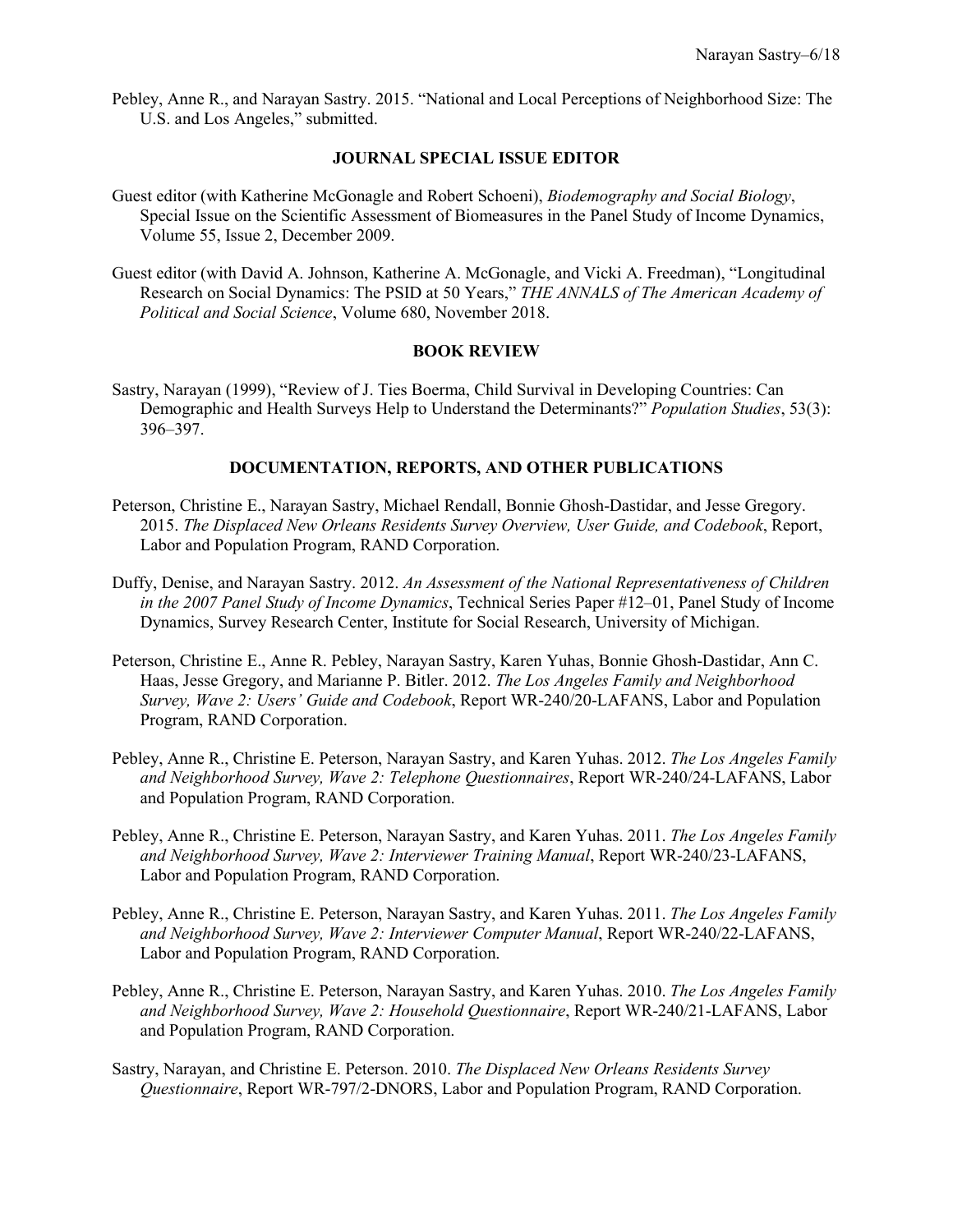Pebley, Anne R., and Narayan Sastry. 2015. "National and Local Perceptions of Neighborhood Size: The U.S. and Los Angeles," submitted.

## JOURNAL SPECIAL ISSUE EDITOR

Guest editor (with Katherine McGonagle and Robert Schoeni), *Biodemography and Social Biology*, Special Issue on the Scientific Assessment of Biomeasures in the Panel Study of Income Dynamics, Volume 55, Issue 2, December 2009.

Guest editor (with David A. Johnson, Katherine A. McGonagle, and Vicki A. Freedman), "Longitudinal Research on Social Dynamics: The PSID at 50 Years," *THE ANNALS of The American Academy of Political and Social Science*, Volume 680, November 2018.

## BOOK REVIEW

Sastry, Narayan (1999), "Review of J. Ties Boerma, Child Survival in Developing Countries: Can Demographic and Health Surveys Help to Understand the Determinants?" *Population Studies*, 53(3): 396–397.

## DOCUMENTATION, REPORTS, AND OTHER PUBLICATIONS

Peterson, Christine E., Narayan Sastry, Michael Rendall, Bonnie Ghosh-Dastidar, and Jesse Gregory. 2015. *The Displaced New Orleans Residents Survey Overview, User Guide, and Codebook*, Report, Labor and Population Program, RAND Corporation.

Duffy, Denise, and Narayan Sastry. 2012. *An Assessment of the National Representativeness of Children in the 2007 Panel Study of Income Dynamics*, Technical Series Paper #12–01, Panel Study of Income Dynamics, Survey Research Center, Institute for Social Research, University of Michigan.

Peterson, Christine E., Anne R. Pebley, Narayan Sastry, Karen Yuhas, Bonnie Ghosh-Dastidar, Ann C. Haas, Jesse Gregory, and Marianne P. Bitler. 2012. *The Los Angeles Family and Neighborhood Survey, Wave 2: Users' Guide and Codebook*, Report WR-240/20-LAFANS, Labor and Population Program, RAND Corporation.

Pebley, Anne R., Christine E. Peterson, Narayan Sastry, and Karen Yuhas. 2012. *The Los Angeles Family and Neighborhood Survey, Wave 2: Telephone Questionnaires*, Report WR-240/24-LAFANS, Labor and Population Program, RAND Corporation.

Pebley, Anne R., Christine E. Peterson, Narayan Sastry, and Karen Yuhas. 2011. *The Los Angeles Family and Neighborhood Survey, Wave 2: Interviewer Training Manual*, Report WR-240/23-LAFANS, Labor and Population Program, RAND Corporation.

Pebley, Anne R., Christine E. Peterson, Narayan Sastry, and Karen Yuhas. 2011. *The Los Angeles Family and Neighborhood Survey, Wave 2: Interviewer Computer Manual*, Report WR-240/22-LAFANS, Labor and Population Program, RAND Corporation.

Pebley, Anne R., Christine E. Peterson, Narayan Sastry, and Karen Yuhas. 2010. *The Los Angeles Family and Neighborhood Survey, Wave 2: Household Questionnaire*, Report WR-240/21-LAFANS, Labor and Population Program, RAND Corporation.

Sastry, Narayan, and Christine E. Peterson. 2010. *The Displaced New Orleans Residents Survey Questionnaire*, Report WR-797/2-DNORS, Labor and Population Program, RAND Corporation.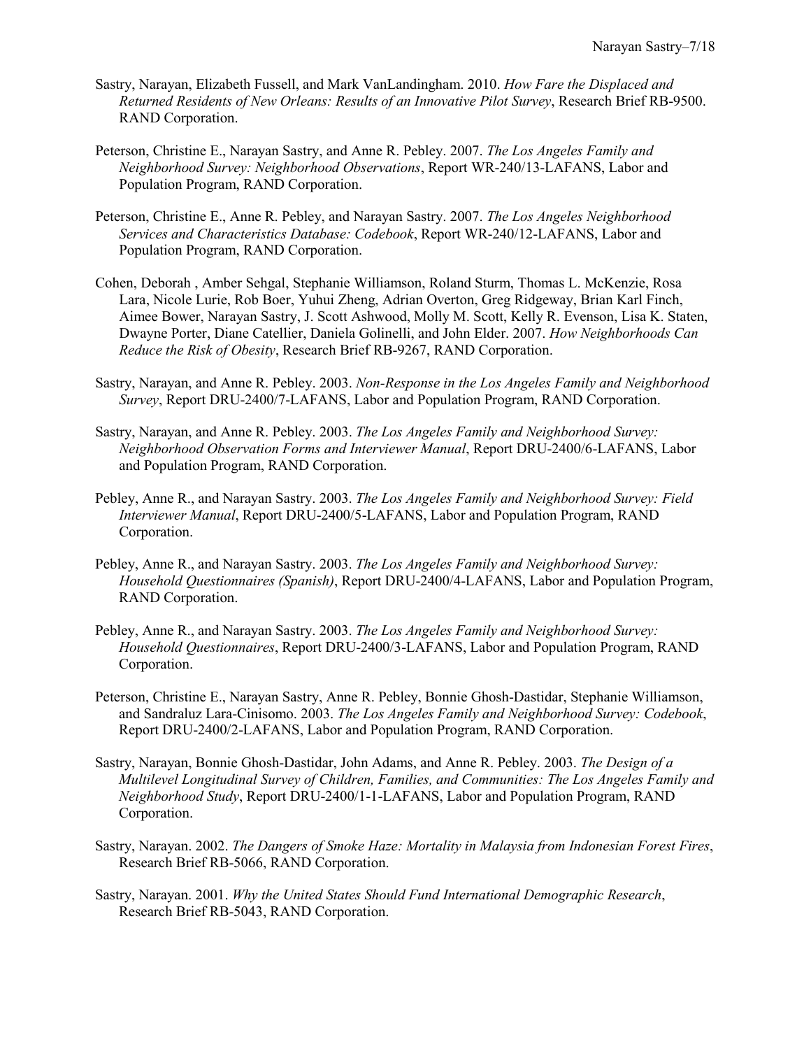Sastry, Narayan, Elizabeth Fussell, and Mark VanLandingham. 2010. *How Fare the Displaced and Returned Residents of New Orleans: Results of an Innovative Pilot Survey*, Research Brief RB-9500. RAND Corporation.

Peterson, Christine E., Narayan Sastry, and Anne R. Pebley. 2007. *The Los Angeles Family and Neighborhood Survey: Neighborhood Observations*, Report WR-240/13-LAFANS, Labor and Population Program, RAND Corporation.

Peterson, Christine E., Anne R. Pebley, and Narayan Sastry. 2007. *The Los Angeles Neighborhood Services and Characteristics Database: Codebook*, Report WR-240/12-LAFANS, Labor and Population Program, RAND Corporation.

Cohen, Deborah , Amber Sehgal, Stephanie Williamson, Roland Sturm, Thomas L. McKenzie, Rosa Lara, Nicole Lurie, Rob Boer, Yuhui Zheng, Adrian Overton, Greg Ridgeway, Brian Karl Finch, Aimee Bower, Narayan Sastry, J. Scott Ashwood, Molly M. Scott, Kelly R. Evenson, Lisa K. Staten, Dwayne Porter, Diane Catellier, Daniela Golinelli, and John Elder. 2007. *How Neighborhoods Can Reduce the Risk of Obesity*, Research Brief RB-9267, RAND Corporation.

Sastry, Narayan, and Anne R. Pebley. 2003. *Non-Response in the Los Angeles Family and Neighborhood Survey*, Report DRU-2400/7-LAFANS, Labor and Population Program, RAND Corporation.

Sastry, Narayan, and Anne R. Pebley. 2003. *The Los Angeles Family and Neighborhood Survey: Neighborhood Observation Forms and Interviewer Manual*, Report DRU-2400/6-LAFANS, Labor and Population Program, RAND Corporation.

Pebley, Anne R., and Narayan Sastry. 2003. *The Los Angeles Family and Neighborhood Survey: Field Interviewer Manual*, Report DRU-2400/5-LAFANS, Labor and Population Program, RAND Corporation.

Pebley, Anne R., and Narayan Sastry. 2003. *The Los Angeles Family and Neighborhood Survey: Household Questionnaires (Spanish)*, Report DRU-2400/4-LAFANS, Labor and Population Program, RAND Corporation.

Pebley, Anne R., and Narayan Sastry. 2003. *The Los Angeles Family and Neighborhood Survey: Household Questionnaires*, Report DRU-2400/3-LAFANS, Labor and Population Program, RAND Corporation.

Peterson, Christine E., Narayan Sastry, Anne R. Pebley, Bonnie Ghosh-Dastidar, Stephanie Williamson, and Sandraluz Lara-Cinisomo. 2003. *The Los Angeles Family and Neighborhood Survey: Codebook*, Report DRU-2400/2-LAFANS, Labor and Population Program, RAND Corporation.

Sastry, Narayan, Bonnie Ghosh-Dastidar, John Adams, and Anne R. Pebley. 2003. *The Design of a Multilevel Longitudinal Survey of Children, Families, and Communities: The Los Angeles Family and Neighborhood Study*, Report DRU-2400/1-1-LAFANS, Labor and Population Program, RAND Corporation.

Sastry, Narayan. 2002. *The Dangers of Smoke Haze: Mortality in Malaysia from Indonesian Forest Fires*, Research Brief RB-5066, RAND Corporation.

Sastry, Narayan. 2001. *Why the United States Should Fund International Demographic Research*, Research Brief RB-5043, RAND Corporation.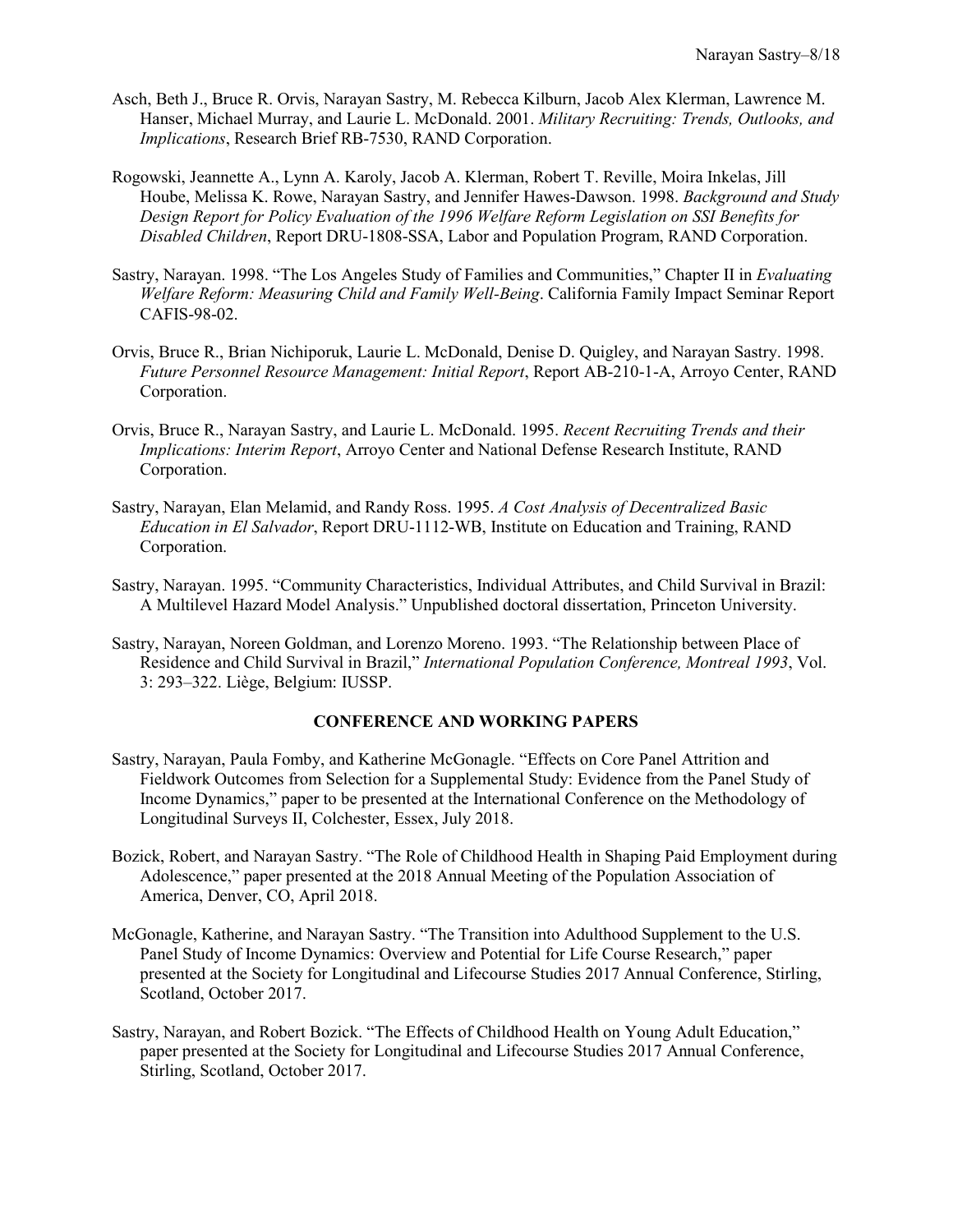Asch, Beth J., Bruce R. Orvis, Narayan Sastry, M. Rebecca Kilburn, Jacob Alex Klerman, Lawrence M. Hanser, Michael Murray, and Laurie L. McDonald. 2001. *Military Recruiting: Trends, Outlooks, and Implications*, Research Brief RB-7530, RAND Corporation.

Rogowski, Jeannette A., Lynn A. Karoly, Jacob A. Klerman, Robert T. Reville, Moira Inkelas, Jill Hoube, Melissa K. Rowe, Narayan Sastry, and Jennifer Hawes-Dawson. 1998. *Background and Study Design Report for Policy Evaluation of the 1996 Welfare Reform Legislation on SSI Benefits for Disabled Children*, Report DRU-1808-SSA, Labor and Population Program, RAND Corporation.

Sastry, Narayan. 1998. "The Los Angeles Study of Families and Communities," Chapter II in *Evaluating Welfare Reform: Measuring Child and Family Well-Being*. California Family Impact Seminar Report CAFIS-98-02.

Orvis, Bruce R., Brian Nichiporuk, Laurie L. McDonald, Denise D. Quigley, and Narayan Sastry. 1998. *Future Personnel Resource Management: Initial Report*, Report AB-210-1-A, Arroyo Center, RAND Corporation.

Orvis, Bruce R., Narayan Sastry, and Laurie L. McDonald. 1995. *Recent Recruiting Trends and their Implications: Interim Report*, Arroyo Center and National Defense Research Institute, RAND Corporation.

Sastry, Narayan, Elan Melamid, and Randy Ross. 1995. *A Cost Analysis of Decentralized Basic Education in El Salvador*, Report DRU-1112-WB, Institute on Education and Training, RAND Corporation.

Sastry, Narayan. 1995. "Community Characteristics, Individual Attributes, and Child Survival in Brazil: A Multilevel Hazard Model Analysis." Unpublished doctoral dissertation, Princeton University.

Sastry, Narayan, Noreen Goldman, and Lorenzo Moreno. 1993. "The Relationship between Place of Residence and Child Survival in Brazil," *International Population Conference, Montreal 1993*, Vol. 3: 293–322. Liège, Belgium: IUSSP.

## CONFERENCE AND WORKING PAPERS

Sastry, Narayan, Paula Fomby, and Katherine McGonagle. "Effects on Core Panel Attrition and Fieldwork Outcomes from Selection for a Supplemental Study: Evidence from the Panel Study of Income Dynamics," paper to be presented at the International Conference on the Methodology of Longitudinal Surveys II, Colchester, Essex, July 2018.

Bozick, Robert, and Narayan Sastry. "The Role of Childhood Health in Shaping Paid Employment during Adolescence," paper presented at the 2018 Annual Meeting of the Population Association of America, Denver, CO, April 2018.

McGonagle, Katherine, and Narayan Sastry. "The Transition into Adulthood Supplement to the U.S. Panel Study of Income Dynamics: Overview and Potential for Life Course Research," paper presented at the Society for Longitudinal and Lifecourse Studies 2017 Annual Conference, Stirling, Scotland, October 2017.

Sastry, Narayan, and Robert Bozick. "The Effects of Childhood Health on Young Adult Education," paper presented at the Society for Longitudinal and Lifecourse Studies 2017 Annual Conference, Stirling, Scotland, October 2017.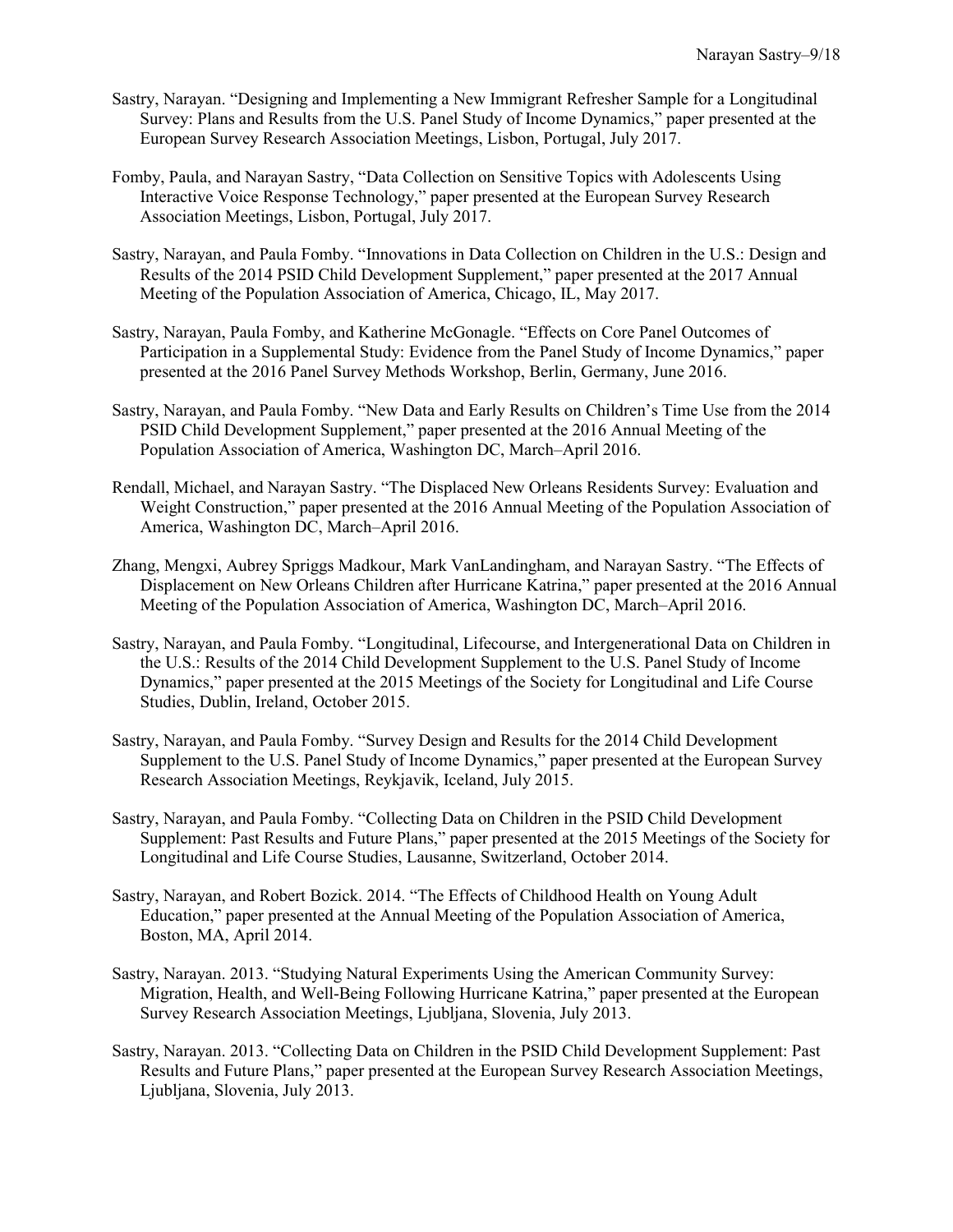Sastry, Narayan. "Designing and Implementing a New Immigrant Refresher Sample for a Longitudinal Survey: Plans and Results from the U.S. Panel Study of Income Dynamics," paper presented at the European Survey Research Association Meetings, Lisbon, Portugal, July 2017.

Fomby, Paula, and Narayan Sastry, "Data Collection on Sensitive Topics with Adolescents Using Interactive Voice Response Technology," paper presented at the European Survey Research Association Meetings, Lisbon, Portugal, July 2017.

Sastry, Narayan, and Paula Fomby. "Innovations in Data Collection on Children in the U.S.: Design and Results of the 2014 PSID Child Development Supplement," paper presented at the 2017 Annual Meeting of the Population Association of America, Chicago, IL, May 2017.

Sastry, Narayan, Paula Fomby, and Katherine McGonagle. "Effects on Core Panel Outcomes of Participation in a Supplemental Study: Evidence from the Panel Study of Income Dynamics," paper presented at the 2016 Panel Survey Methods Workshop, Berlin, Germany, June 2016.

Sastry, Narayan, and Paula Fomby. "New Data and Early Results on Children's Time Use from the 2014 PSID Child Development Supplement," paper presented at the 2016 Annual Meeting of the Population Association of America, Washington DC, March–April 2016.

Rendall, Michael, and Narayan Sastry. "The Displaced New Orleans Residents Survey: Evaluation and Weight Construction," paper presented at the 2016 Annual Meeting of the Population Association of America, Washington DC, March–April 2016.

Zhang, Mengxi, Aubrey Spriggs Madkour, Mark VanLandingham, and Narayan Sastry. "The Effects of Displacement on New Orleans Children after Hurricane Katrina," paper presented at the 2016 Annual Meeting of the Population Association of America, Washington DC, March–April 2016.

Sastry, Narayan, and Paula Fomby. "Longitudinal, Lifecourse, and Intergenerational Data on Children in the U.S.: Results of the 2014 Child Development Supplement to the U.S. Panel Study of Income Dynamics," paper presented at the 2015 Meetings of the Society for Longitudinal and Life Course Studies, Dublin, Ireland, October 2015.

Sastry, Narayan, and Paula Fomby. "Survey Design and Results for the 2014 Child Development Supplement to the U.S. Panel Study of Income Dynamics," paper presented at the European Survey Research Association Meetings, Reykjavik, Iceland, July 2015.

Sastry, Narayan, and Paula Fomby. "Collecting Data on Children in the PSID Child Development Supplement: Past Results and Future Plans," paper presented at the 2015 Meetings of the Society for Longitudinal and Life Course Studies, Lausanne, Switzerland, October 2014.

Sastry, Narayan, and Robert Bozick. 2014. "The Effects of Childhood Health on Young Adult Education," paper presented at the Annual Meeting of the Population Association of America, Boston, MA, April 2014.

Sastry, Narayan. 2013. "Studying Natural Experiments Using the American Community Survey: Migration, Health, and Well-Being Following Hurricane Katrina," paper presented at the European Survey Research Association Meetings, Ljubljana, Slovenia, July 2013.

Sastry, Narayan. 2013. "Collecting Data on Children in the PSID Child Development Supplement: Past Results and Future Plans," paper presented at the European Survey Research Association Meetings, Ljubljana, Slovenia, July 2013.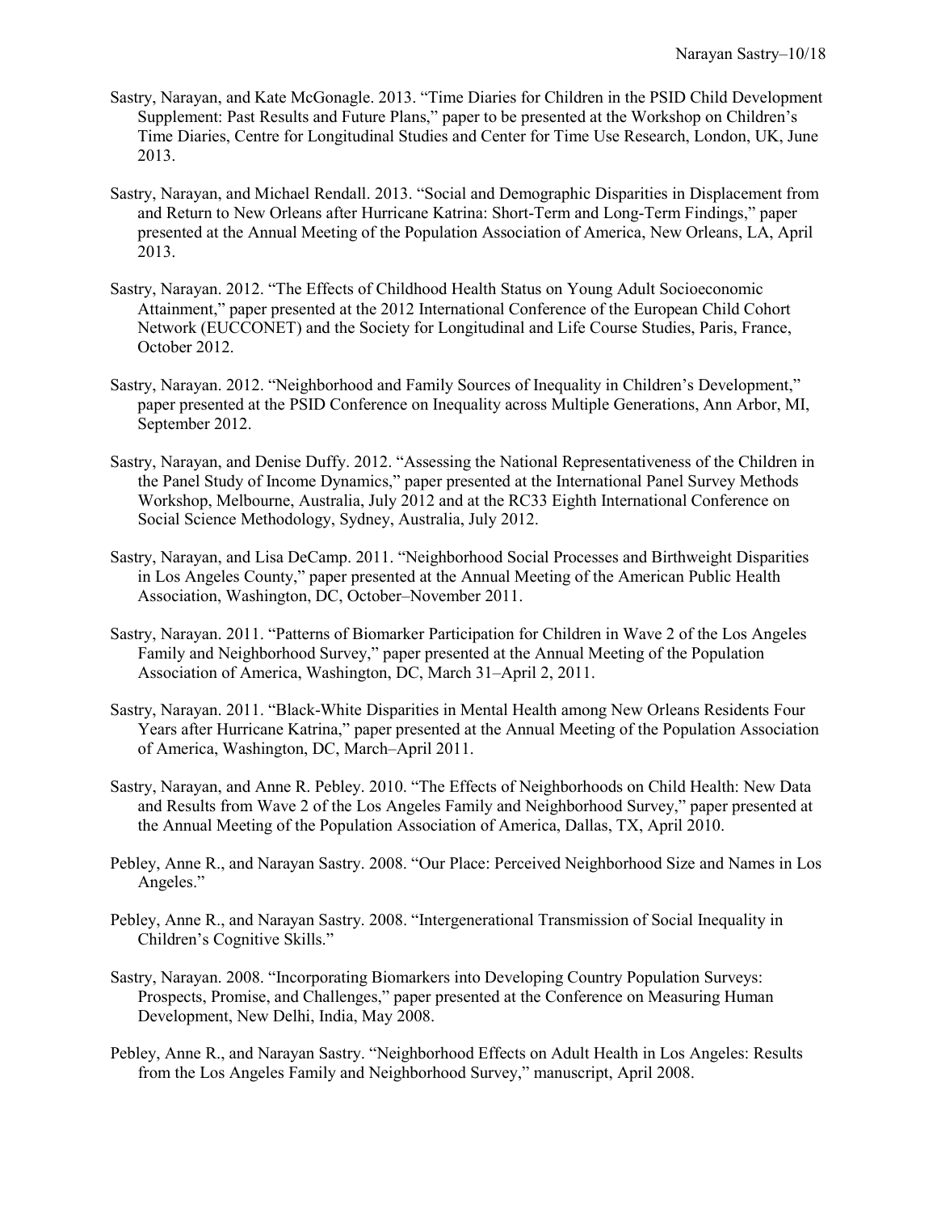Sastry, Narayan, and Kate McGonagle. 2013. “Time Diaries for Children in the PSID Child Development Supplement: Past Results and Future Plans,” paper to be presented at the Workshop on Children’s Time Diaries, Centre for Longitudinal Studies and Center for Time Use Research, London, UK, June 2013.

Sastry, Narayan, and Michael Rendall. 2013. “Social and Demographic Disparities in Displacement from and Return to New Orleans after Hurricane Katrina: Short-Term and Long-Term Findings,” paper presented at the Annual Meeting of the Population Association of America, New Orleans, LA, April 2013.

Sastry, Narayan. 2012. “The Effects of Childhood Health Status on Young Adult Socioeconomic Attainment,” paper presented at the 2012 International Conference of the European Child Cohort Network (EUCCONET) and the Society for Longitudinal and Life Course Studies, Paris, France, October 2012.

Sastry, Narayan. 2012. “Neighborhood and Family Sources of Inequality in Children’s Development,” paper presented at the PSID Conference on Inequality across Multiple Generations, Ann Arbor, MI, September 2012.

Sastry, Narayan, and Denise Duffy. 2012. “Assessing the National Representativeness of the Children in the Panel Study of Income Dynamics,” paper presented at the International Panel Survey Methods Workshop, Melbourne, Australia, July 2012 and at the RC33 Eighth International Conference on Social Science Methodology, Sydney, Australia, July 2012.

Sastry, Narayan, and Lisa DeCamp. 2011. “Neighborhood Social Processes and Birthweight Disparities in Los Angeles County,” paper presented at the Annual Meeting of the American Public Health Association, Washington, DC, October–November 2011.

Sastry, Narayan. 2011. “Patterns of Biomarker Participation for Children in Wave 2 of the Los Angeles Family and Neighborhood Survey,” paper presented at the Annual Meeting of the Population Association of America, Washington, DC, March 31–April 2, 2011.

Sastry, Narayan. 2011. “Black-White Disparities in Mental Health among New Orleans Residents Four Years after Hurricane Katrina,” paper presented at the Annual Meeting of the Population Association of America, Washington, DC, March–April 2011.

Sastry, Narayan, and Anne R. Pebley. 2010. “The Effects of Neighborhoods on Child Health: New Data and Results from Wave 2 of the Los Angeles Family and Neighborhood Survey,” paper presented at the Annual Meeting of the Population Association of America, Dallas, TX, April 2010.

Pebley, Anne R., and Narayan Sastry. 2008. “Our Place: Perceived Neighborhood Size and Names in Los Angeles.”

Pebley, Anne R., and Narayan Sastry. 2008. “Intergenerational Transmission of Social Inequality in Children’s Cognitive Skills.”

Sastry, Narayan. 2008. “Incorporating Biomarkers into Developing Country Population Surveys: Prospects, Promise, and Challenges,” paper presented at the Conference on Measuring Human Development, New Delhi, India, May 2008.

Pebley, Anne R., and Narayan Sastry. “Neighborhood Effects on Adult Health in Los Angeles: Results from the Los Angeles Family and Neighborhood Survey,” manuscript, April 2008.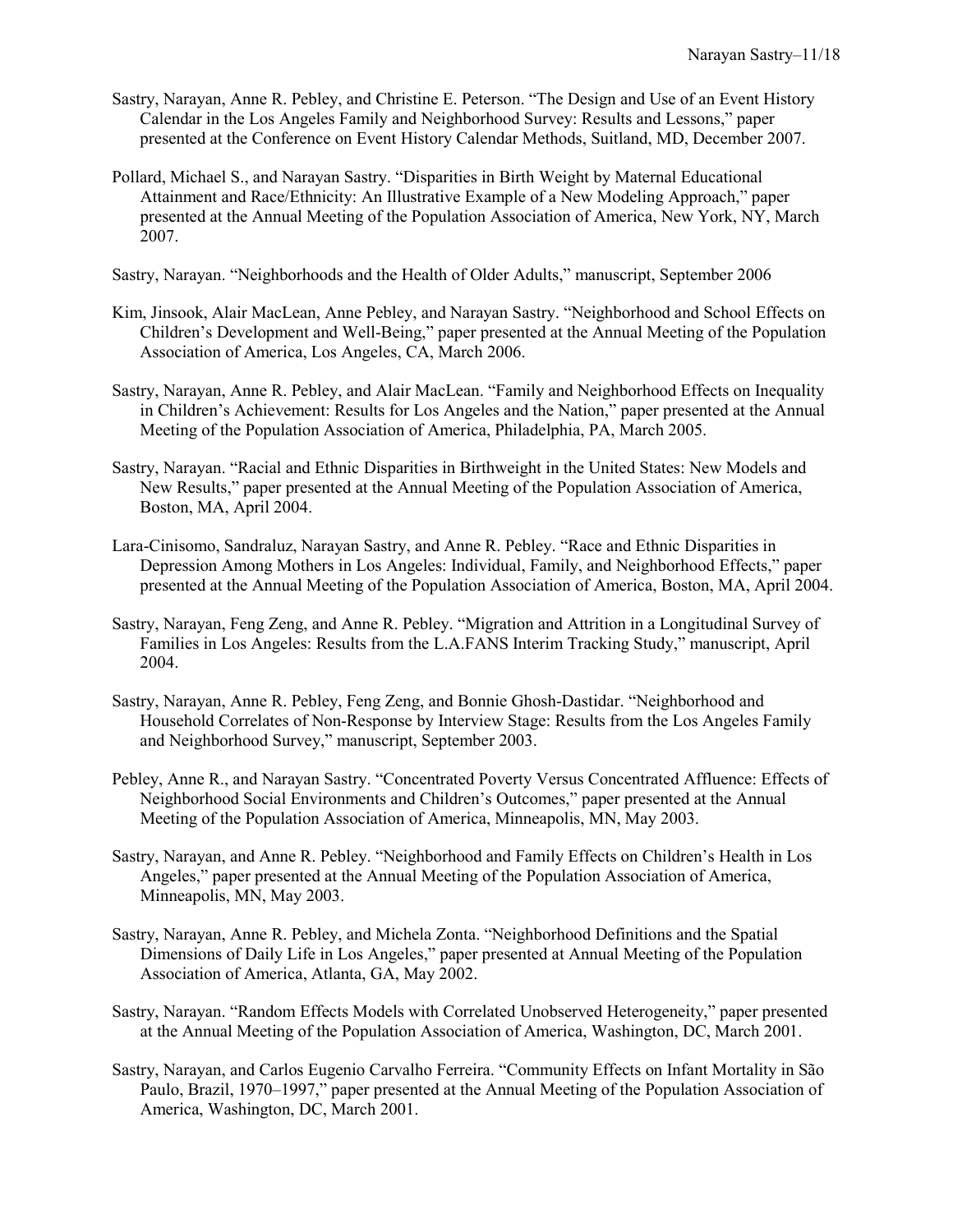Sastry, Narayan, Anne R. Pebley, and Christine E. Peterson. "The Design and Use of an Event History Calendar in the Los Angeles Family and Neighborhood Survey: Results and Lessons," paper presented at the Conference on Event History Calendar Methods, Suitland, MD, December 2007.

Pollard, Michael S., and Narayan Sastry. "Disparities in Birth Weight by Maternal Educational Attainment and Race/Ethnicity: An Illustrative Example of a New Modeling Approach," paper presented at the Annual Meeting of the Population Association of America, New York, NY, March 2007.

Sastry, Narayan. "Neighborhoods and the Health of Older Adults," manuscript, September 2006

Kim, Jinsook, Alair MacLean, Anne Pebley, and Narayan Sastry. "Neighborhood and School Effects on Children's Development and Well-Being," paper presented at the Annual Meeting of the Population Association of America, Los Angeles, CA, March 2006.

Sastry, Narayan, Anne R. Pebley, and Alair MacLean. "Family and Neighborhood Effects on Inequality in Children's Achievement: Results for Los Angeles and the Nation," paper presented at the Annual Meeting of the Population Association of America, Philadelphia, PA, March 2005.

Sastry, Narayan. "Racial and Ethnic Disparities in Birthweight in the United States: New Models and New Results," paper presented at the Annual Meeting of the Population Association of America, Boston, MA, April 2004.

Lara-Cinisomo, Sandraluz, Narayan Sastry, and Anne R. Pebley. "Race and Ethnic Disparities in Depression Among Mothers in Los Angeles: Individual, Family, and Neighborhood Effects," paper presented at the Annual Meeting of the Population Association of America, Boston, MA, April 2004.

Sastry, Narayan, Feng Zeng, and Anne R. Pebley. "Migration and Attrition in a Longitudinal Survey of Families in Los Angeles: Results from the L.A.FANS Interim Tracking Study," manuscript, April 2004.

Sastry, Narayan, Anne R. Pebley, Feng Zeng, and Bonnie Ghosh-Dastidar. "Neighborhood and Household Correlates of Non-Response by Interview Stage: Results from the Los Angeles Family and Neighborhood Survey," manuscript, September 2003.

Pebley, Anne R., and Narayan Sastry. "Concentrated Poverty Versus Concentrated Affluence: Effects of Neighborhood Social Environments and Children's Outcomes," paper presented at the Annual Meeting of the Population Association of America, Minneapolis, MN, May 2003.

Sastry, Narayan, and Anne R. Pebley. "Neighborhood and Family Effects on Children's Health in Los Angeles," paper presented at the Annual Meeting of the Population Association of America, Minneapolis, MN, May 2003.

Sastry, Narayan, Anne R. Pebley, and Michela Zonta. "Neighborhood Definitions and the Spatial Dimensions of Daily Life in Los Angeles," paper presented at Annual Meeting of the Population Association of America, Atlanta, GA, May 2002.

Sastry, Narayan. "Random Effects Models with Correlated Unobserved Heterogeneity," paper presented at the Annual Meeting of the Population Association of America, Washington, DC, March 2001.

Sastry, Narayan, and Carlos Eugenio Carvalho Ferreira. "Community Effects on Infant Mortality in São Paulo, Brazil, 1970–1997," paper presented at the Annual Meeting of the Population Association of America, Washington, DC, March 2001.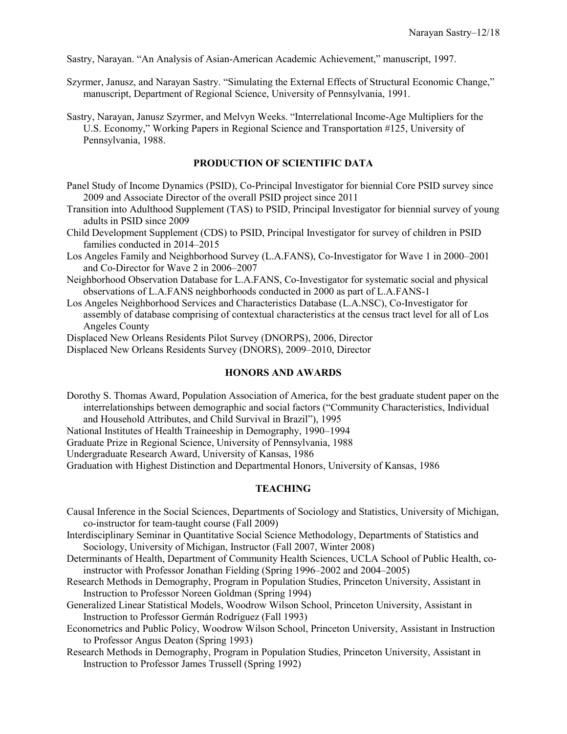Sastry, Narayan. "An Analysis of Asian-American Academic Achievement," manuscript, 1997.

Szyrmer, Janusz, and Narayan Sastry. "Simulating the External Effects of Structural Economic Change," manuscript, Department of Regional Science, University of Pennsylvania, 1991.

Sastry, Narayan, Janusz Szyrmer, and Melvyn Weeks. "Interrelational Income-Age Multipliers for the U.S. Economy," Working Papers in Regional Science and Transportation #125, University of Pennsylvania, 1988.

## PRODUCTION OF SCIENTIFIC DATA

Panel Study of Income Dynamics (PSID), Co-Principal Investigator for biennial Core PSID survey since 2009 and Associate Director of the overall PSID project since 2011

Transition into Adulthood Supplement (TAS) to PSID, Principal Investigator for biennial survey of young adults in PSID since 2009

Child Development Supplement (CDS) to PSID, Principal Investigator for survey of children in PSID families conducted in 2014–2015

Los Angeles Family and Neighborhood Survey (L.A.FANS), Co-Investigator for Wave 1 in 2000–2001 and Co-Director for Wave 2 in 2006–2007

Neighborhood Observation Database for L.A.FANS, Co-Investigator for systematic social and physical observations of L.A.FANS neighborhoods conducted in 2000 as part of L.A.FANS-1

Los Angeles Neighborhood Services and Characteristics Database (L.A.NSC), Co-Investigator for assembly of database comprising of contextual characteristics at the census tract level for all of Los Angeles County

Displaced New Orleans Residents Pilot Survey (DNORPS), 2006, Director

Displaced New Orleans Residents Survey (DNORS), 2009–2010, Director

## HONORS AND AWARDS

Dorothy S. Thomas Award, Population Association of America, for the best graduate student paper on the interrelationships between demographic and social factors ("Community Characteristics, Individual and Household Attributes, and Child Survival in Brazil"), 1995

National Institutes of Health Traineeship in Demography, 1990–1994

Graduate Prize in Regional Science, University of Pennsylvania, 1988

Undergraduate Research Award, University of Kansas, 1986

Graduation with Highest Distinction and Departmental Honors, University of Kansas, 1986

## TEACHING

Causal Inference in the Social Sciences, Departments of Sociology and Statistics, University of Michigan, co-instructor for team-taught course (Fall 2009)

Interdisciplinary Seminar in Quantitative Social Science Methodology, Departments of Statistics and Sociology, University of Michigan, Instructor (Fall 2007, Winter 2008)

Determinants of Health, Department of Community Health Sciences, UCLA School of Public Health, co-instructor with Professor Jonathan Fielding (Spring 1996–2002 and 2004–2005)

Research Methods in Demography, Program in Population Studies, Princeton University, Assistant in Instruction to Professor Noreen Goldman (Spring 1994)

Generalized Linear Statistical Models, Woodrow Wilson School, Princeton University, Assistant in Instruction to Professor Germán Rodríguez (Fall 1993)

Econometrics and Public Policy, Woodrow Wilson School, Princeton University, Assistant in Instruction to Professor Angus Deaton (Spring 1993)

Research Methods in Demography, Program in Population Studies, Princeton University, Assistant in Instruction to Professor James Trussell (Spring 1992)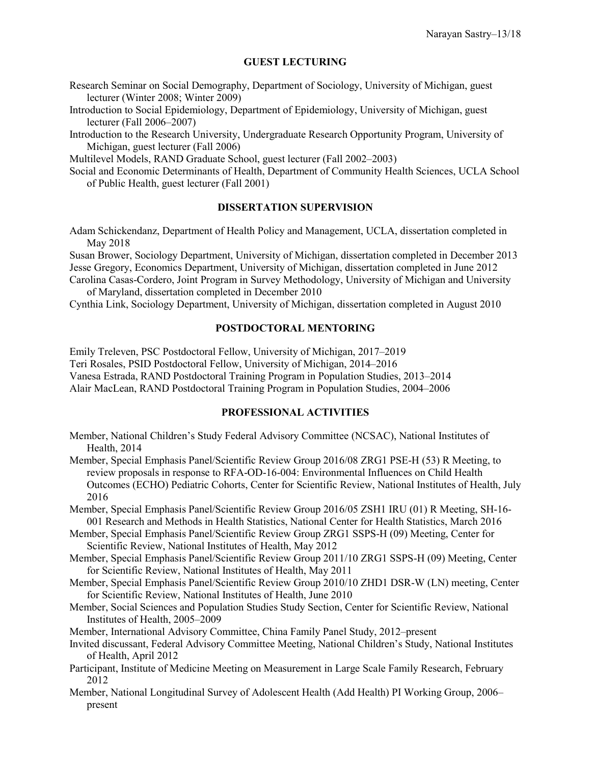## GUEST LECTURING

Research Seminar on Social Demography, Department of Sociology, University of Michigan, guest lecturer (Winter 2008; Winter 2009)

Introduction to Social Epidemiology, Department of Epidemiology, University of Michigan, guest lecturer (Fall 2006–2007)

Introduction to the Research University, Undergraduate Research Opportunity Program, University of Michigan, guest lecturer (Fall 2006)

Multilevel Models, RAND Graduate School, guest lecturer (Fall 2002–2003)

Social and Economic Determinants of Health, Department of Community Health Sciences, UCLA School of Public Health, guest lecturer (Fall 2001)

## DISSERTATION SUPERVISION

Adam Schickendanz, Department of Health Policy and Management, UCLA, dissertation completed in May 2018

Susan Brower, Sociology Department, University of Michigan, dissertation completed in December 2013

Jesse Gregory, Economics Department, University of Michigan, dissertation completed in June 2012

Carolina Casas-Cordero, Joint Program in Survey Methodology, University of Michigan and University of Maryland, dissertation completed in December 2010

Cynthia Link, Sociology Department, University of Michigan, dissertation completed in August 2010

## POSTDOCTORAL MENTORING

Emily Treleven, PSC Postdoctoral Fellow, University of Michigan, 2017–2019

Teri Rosales, PSID Postdoctoral Fellow, University of Michigan, 2014–2016

Vanesa Estrada, RAND Postdoctoral Training Program in Population Studies, 2013–2014

Alair MacLean, RAND Postdoctoral Training Program in Population Studies, 2004–2006

## PROFESSIONAL ACTIVITIES

Member, National Children's Study Federal Advisory Committee (NCSAC), National Institutes of Health, 2014

Member, Special Emphasis Panel/Scientific Review Group 2016/08 ZRG1 PSE-H (53) R Meeting, to review proposals in response to RFA-OD-16-004: Environmental Influences on Child Health Outcomes (ECHO) Pediatric Cohorts, Center for Scientific Review, National Institutes of Health, July 2016

Member, Special Emphasis Panel/Scientific Review Group 2016/05 ZSH1 IRU (01) R Meeting, SH-16-001 Research and Methods in Health Statistics, National Center for Health Statistics, March 2016

Member, Special Emphasis Panel/Scientific Review Group ZRG1 SSPS-H (09) Meeting, Center for Scientific Review, National Institutes of Health, May 2012

Member, Special Emphasis Panel/Scientific Review Group 2011/10 ZRG1 SSPS-H (09) Meeting, Center for Scientific Review, National Institutes of Health, May 2011

Member, Special Emphasis Panel/Scientific Review Group 2010/10 ZHD1 DSR-W (LN) meeting, Center for Scientific Review, National Institutes of Health, June 2010

Member, Social Sciences and Population Studies Study Section, Center for Scientific Review, National Institutes of Health, 2005–2009

Member, International Advisory Committee, China Family Panel Study, 2012–present

Invited discussant, Federal Advisory Committee Meeting, National Children's Study, National Institutes of Health, April 2012

Participant, Institute of Medicine Meeting on Measurement in Large Scale Family Research, February 2012

Member, National Longitudinal Survey of Adolescent Health (Add Health) PI Working Group, 2006–present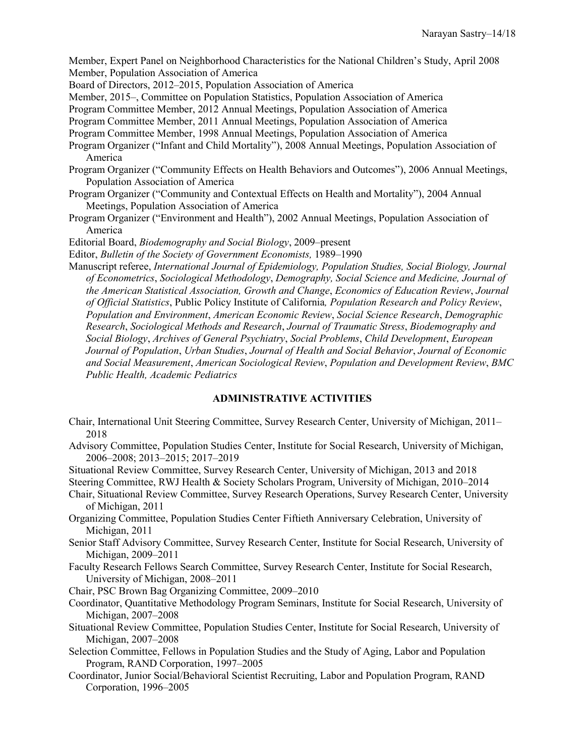Member, Expert Panel on Neighborhood Characteristics for the National Children's Study, April 2008
Member, Population Association of America
Board of Directors, 2012–2015, Population Association of America
Member, 2015–, Committee on Population Statistics, Population Association of America
Program Committee Member, 2012 Annual Meetings, Population Association of America
Program Committee Member, 2011 Annual Meetings, Population Association of America
Program Committee Member, 1998 Annual Meetings, Population Association of America
Program Organizer ("Infant and Child Mortality"), 2008 Annual Meetings, Population Association of America
Program Organizer ("Community Effects on Health Behaviors and Outcomes"), 2006 Annual Meetings, Population Association of America
Program Organizer ("Community and Contextual Effects on Health and Mortality"), 2004 Annual Meetings, Population Association of America
Program Organizer ("Environment and Health"), 2002 Annual Meetings, Population Association of America
Editorial Board, *Biodemography and Social Biology*, 2009–present
Editor, *Bulletin of the Society of Government Economists,* 1989–1990
Manuscript referee, *International Journal of Epidemiology, Population Studies, Social Biology, Journal of Econometrics*, *Sociological Methodology*, *Demography, Social Science and Medicine, Journal of the American Statistical Association, Growth and Change*, *Economics of Education Review*, *Journal of Official Statistics*, Public Policy Institute of California*, Population Research and Policy Review*, *Population and Environment*, *American Economic Review*, *Social Science Research*, *Demographic Research*, *Sociological Methods and Research*, *Journal of Traumatic Stress*, *Biodemography and Social Biology*, *Archives of General Psychiatry*, *Social Problems*, *Child Development*, *European Journal of Population*, *Urban Studies*, *Journal of Health and Social Behavior*, *Journal of Economic and Social Measurement*, *American Sociological Review*, *Population and Development Review*, *BMC Public Health, Academic Pediatrics*

## ADMINISTRATIVE ACTIVITIES

Chair, International Unit Steering Committee, Survey Research Center, University of Michigan, 2011–2018
Advisory Committee, Population Studies Center, Institute for Social Research, University of Michigan, 2006–2008; 2013–2015; 2017–2019
Situational Review Committee, Survey Research Center, University of Michigan, 2013 and 2018
Steering Committee, RWJ Health & Society Scholars Program, University of Michigan, 2010–2014
Chair, Situational Review Committee, Survey Research Operations, Survey Research Center, University of Michigan, 2011
Organizing Committee, Population Studies Center Fiftieth Anniversary Celebration, University of Michigan, 2011
Senior Staff Advisory Committee, Survey Research Center, Institute for Social Research, University of Michigan, 2009–2011
Faculty Research Fellows Search Committee, Survey Research Center, Institute for Social Research, University of Michigan, 2008–2011
Chair, PSC Brown Bag Organizing Committee, 2009–2010
Coordinator, Quantitative Methodology Program Seminars, Institute for Social Research, University of Michigan, 2007–2008
Situational Review Committee, Population Studies Center, Institute for Social Research, University of Michigan, 2007–2008
Selection Committee, Fellows in Population Studies and the Study of Aging, Labor and Population Program, RAND Corporation, 1997–2005
Coordinator, Junior Social/Behavioral Scientist Recruiting, Labor and Population Program, RAND Corporation, 1996–2005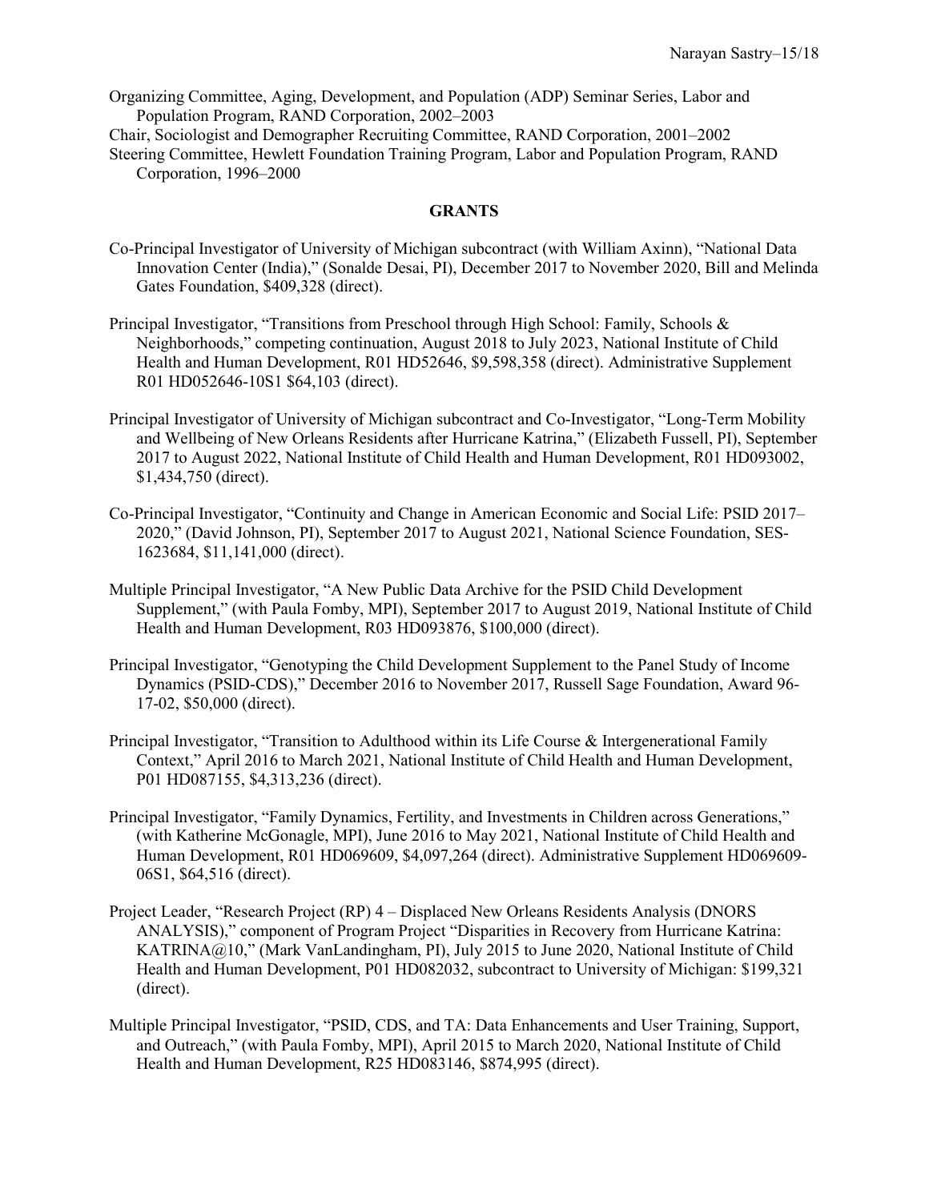Organizing Committee, Aging, Development, and Population (ADP) Seminar Series, Labor and Population Program, RAND Corporation, 2002–2003

Chair, Sociologist and Demographer Recruiting Committee, RAND Corporation, 2001–2002

Steering Committee, Hewlett Foundation Training Program, Labor and Population Program, RAND Corporation, 1996–2000

## GRANTS

Co-Principal Investigator of University of Michigan subcontract (with William Axinn), "National Data Innovation Center (India)," (Sonalde Desai, PI), December 2017 to November 2020, Bill and Melinda Gates Foundation, $409,328 (direct).

Principal Investigator, "Transitions from Preschool through High School: Family, Schools & Neighborhoods," competing continuation, August 2018 to July 2023, National Institute of Child Health and Human Development, R01 HD52646, $9,598,358 (direct). Administrative Supplement R01 HD052646-10S1 $64,103 (direct).

Principal Investigator of University of Michigan subcontract and Co-Investigator, "Long-Term Mobility and Wellbeing of New Orleans Residents after Hurricane Katrina," (Elizabeth Fussell, PI), September 2017 to August 2022, National Institute of Child Health and Human Development, R01 HD093002, $1,434,750 (direct).

Co-Principal Investigator, "Continuity and Change in American Economic and Social Life: PSID 2017–2020," (David Johnson, PI), September 2017 to August 2021, National Science Foundation, SES-1623684, $11,141,000 (direct).

Multiple Principal Investigator, "A New Public Data Archive for the PSID Child Development Supplement," (with Paula Fomby, MPI), September 2017 to August 2019, National Institute of Child Health and Human Development, R03 HD093876, $100,000 (direct).

Principal Investigator, "Genotyping the Child Development Supplement to the Panel Study of Income Dynamics (PSID-CDS)," December 2016 to November 2017, Russell Sage Foundation, Award 96-17-02, $50,000 (direct).

Principal Investigator, "Transition to Adulthood within its Life Course & Intergenerational Family Context," April 2016 to March 2021, National Institute of Child Health and Human Development, P01 HD087155, $4,313,236 (direct).

Principal Investigator, "Family Dynamics, Fertility, and Investments in Children across Generations," (with Katherine McGonagle, MPI), June 2016 to May 2021, National Institute of Child Health and Human Development, R01 HD069609, $4,097,264 (direct). Administrative Supplement HD069609-06S1, $64,516 (direct).

Project Leader, "Research Project (RP) 4 – Displaced New Orleans Residents Analysis (DNORS ANALYSIS)," component of Program Project "Disparities in Recovery from Hurricane Katrina: KATRINA@10," (Mark VanLandingham, PI), July 2015 to June 2020, National Institute of Child Health and Human Development, P01 HD082032, subcontract to University of Michigan: $199,321 (direct).

Multiple Principal Investigator, "PSID, CDS, and TA: Data Enhancements and User Training, Support, and Outreach," (with Paula Fomby, MPI), April 2015 to March 2020, National Institute of Child Health and Human Development, R25 HD083146, $874,995 (direct).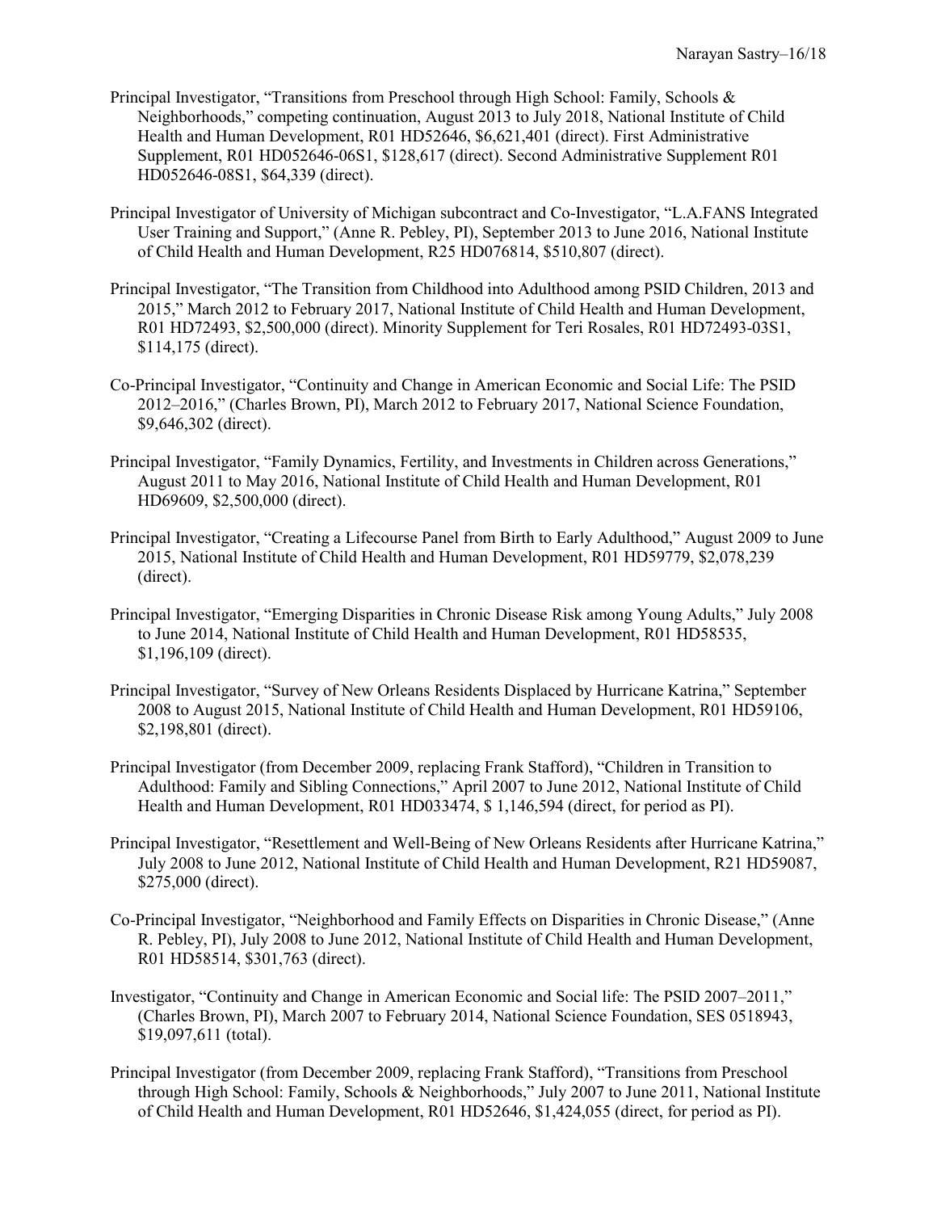Principal Investigator, "Transitions from Preschool through High School: Family, Schools & Neighborhoods," competing continuation, August 2013 to July 2018, National Institute of Child Health and Human Development, R01 HD52646, $6,621,401 (direct). First Administrative Supplement, R01 HD052646-06S1, $128,617 (direct). Second Administrative Supplement R01 HD052646-08S1, $64,339 (direct).

Principal Investigator of University of Michigan subcontract and Co-Investigator, "L.A.FANS Integrated User Training and Support," (Anne R. Pebley, PI), September 2013 to June 2016, National Institute of Child Health and Human Development, R25 HD076814, $510,807 (direct).

Principal Investigator, "The Transition from Childhood into Adulthood among PSID Children, 2013 and 2015," March 2012 to February 2017, National Institute of Child Health and Human Development, R01 HD72493, $2,500,000 (direct). Minority Supplement for Teri Rosales, R01 HD72493-03S1, $114,175 (direct).

Co-Principal Investigator, "Continuity and Change in American Economic and Social Life: The PSID 2012–2016," (Charles Brown, PI), March 2012 to February 2017, National Science Foundation, $9,646,302 (direct).

Principal Investigator, "Family Dynamics, Fertility, and Investments in Children across Generations," August 2011 to May 2016, National Institute of Child Health and Human Development, R01 HD69609, $2,500,000 (direct).

Principal Investigator, "Creating a Lifecourse Panel from Birth to Early Adulthood," August 2009 to June 2015, National Institute of Child Health and Human Development, R01 HD59779, $2,078,239 (direct).

Principal Investigator, "Emerging Disparities in Chronic Disease Risk among Young Adults," July 2008 to June 2014, National Institute of Child Health and Human Development, R01 HD58535, $1,196,109 (direct).

Principal Investigator, "Survey of New Orleans Residents Displaced by Hurricane Katrina," September 2008 to August 2015, National Institute of Child Health and Human Development, R01 HD59106, $2,198,801 (direct).

Principal Investigator (from December 2009, replacing Frank Stafford), "Children in Transition to Adulthood: Family and Sibling Connections," April 2007 to June 2012, National Institute of Child Health and Human Development, R01 HD033474, $ 1,146,594 (direct, for period as PI).

Principal Investigator, "Resettlement and Well-Being of New Orleans Residents after Hurricane Katrina," July 2008 to June 2012, National Institute of Child Health and Human Development, R21 HD59087, $275,000 (direct).

Co-Principal Investigator, "Neighborhood and Family Effects on Disparities in Chronic Disease," (Anne R. Pebley, PI), July 2008 to June 2012, National Institute of Child Health and Human Development, R01 HD58514, $301,763 (direct).

Investigator, "Continuity and Change in American Economic and Social life: The PSID 2007–2011," (Charles Brown, PI), March 2007 to February 2014, National Science Foundation, SES 0518943, $19,097,611 (total).

Principal Investigator (from December 2009, replacing Frank Stafford), "Transitions from Preschool through High School: Family, Schools & Neighborhoods," July 2007 to June 2011, National Institute of Child Health and Human Development, R01 HD52646, $1,424,055 (direct, for period as PI).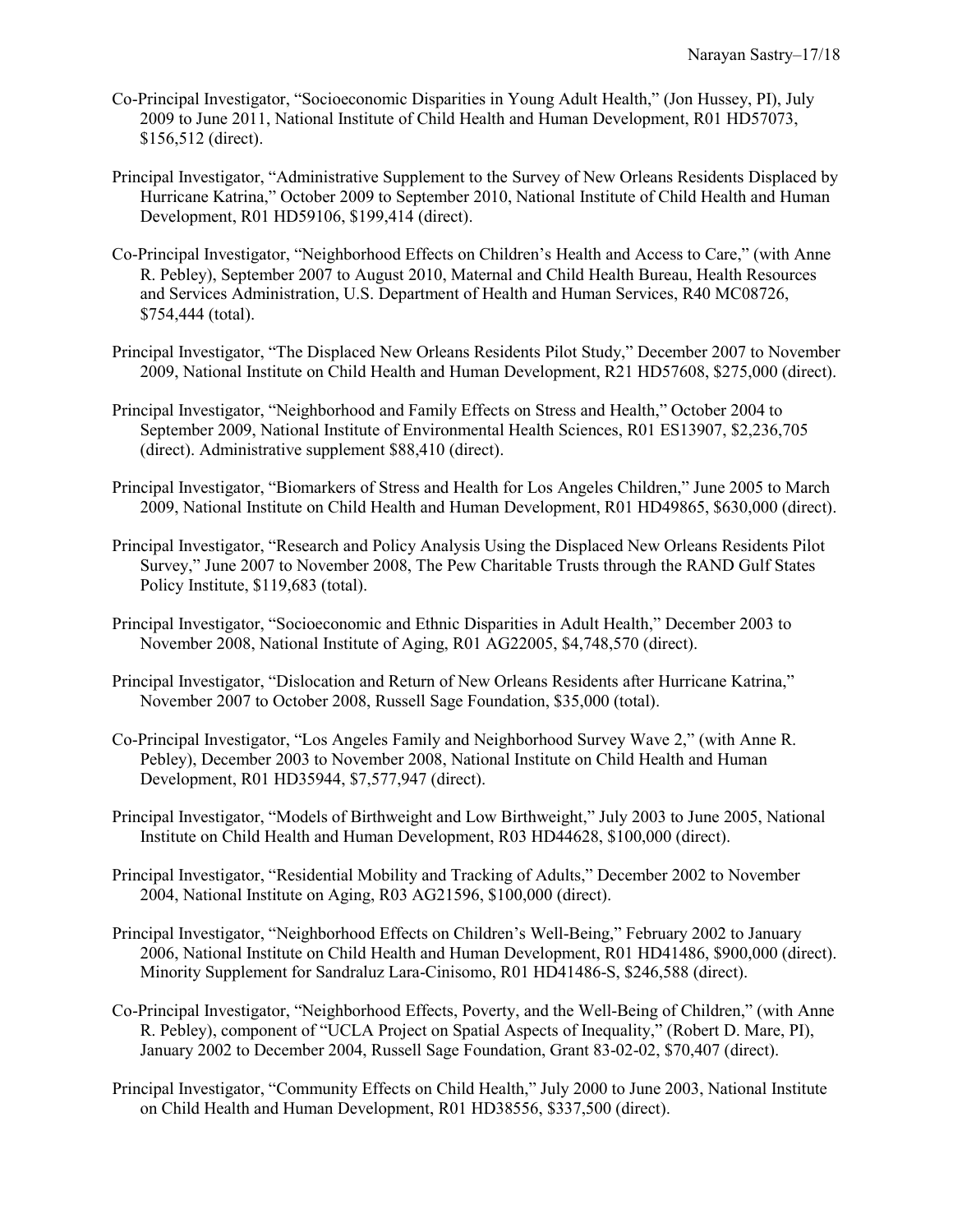Co-Principal Investigator, “Socioeconomic Disparities in Young Adult Health,” (Jon Hussey, PI), July 2009 to June 2011, National Institute of Child Health and Human Development, R01 HD57073, $156,512 (direct).

Principal Investigator, “Administrative Supplement to the Survey of New Orleans Residents Displaced by Hurricane Katrina,” October 2009 to September 2010, National Institute of Child Health and Human Development, R01 HD59106, $199,414 (direct).

Co-Principal Investigator, “Neighborhood Effects on Children’s Health and Access to Care,” (with Anne R. Pebley), September 2007 to August 2010, Maternal and Child Health Bureau, Health Resources and Services Administration, U.S. Department of Health and Human Services, R40 MC08726, $754,444 (total).

Principal Investigator, “The Displaced New Orleans Residents Pilot Study,” December 2007 to November 2009, National Institute on Child Health and Human Development, R21 HD57608, $275,000 (direct).

Principal Investigator, “Neighborhood and Family Effects on Stress and Health,” October 2004 to September 2009, National Institute of Environmental Health Sciences, R01 ES13907, $2,236,705 (direct). Administrative supplement $88,410 (direct).

Principal Investigator, “Biomarkers of Stress and Health for Los Angeles Children,” June 2005 to March 2009, National Institute on Child Health and Human Development, R01 HD49865, $630,000 (direct).

Principal Investigator, “Research and Policy Analysis Using the Displaced New Orleans Residents Pilot Survey,” June 2007 to November 2008, The Pew Charitable Trusts through the RAND Gulf States Policy Institute, $119,683 (total).

Principal Investigator, “Socioeconomic and Ethnic Disparities in Adult Health,” December 2003 to November 2008, National Institute of Aging, R01 AG22005, $4,748,570 (direct).

Principal Investigator, “Dislocation and Return of New Orleans Residents after Hurricane Katrina,” November 2007 to October 2008, Russell Sage Foundation, $35,000 (total).

Co-Principal Investigator, “Los Angeles Family and Neighborhood Survey Wave 2,” (with Anne R. Pebley), December 2003 to November 2008, National Institute on Child Health and Human Development, R01 HD35944, $7,577,947 (direct).

Principal Investigator, “Models of Birthweight and Low Birthweight,” July 2003 to June 2005, National Institute on Child Health and Human Development, R03 HD44628, $100,000 (direct).

Principal Investigator, “Residential Mobility and Tracking of Adults,” December 2002 to November 2004, National Institute on Aging, R03 AG21596, $100,000 (direct).

Principal Investigator, “Neighborhood Effects on Children’s Well-Being,” February 2002 to January 2006, National Institute on Child Health and Human Development, R01 HD41486, $900,000 (direct). Minority Supplement for Sandraluz Lara-Cinisomo, R01 HD41486-S, $246,588 (direct).

Co-Principal Investigator, “Neighborhood Effects, Poverty, and the Well-Being of Children,” (with Anne R. Pebley), component of “UCLA Project on Spatial Aspects of Inequality,” (Robert D. Mare, PI), January 2002 to December 2004, Russell Sage Foundation, Grant 83-02-02, $70,407 (direct).

Principal Investigator, “Community Effects on Child Health,” July 2000 to June 2003, National Institute on Child Health and Human Development, R01 HD38556, $337,500 (direct).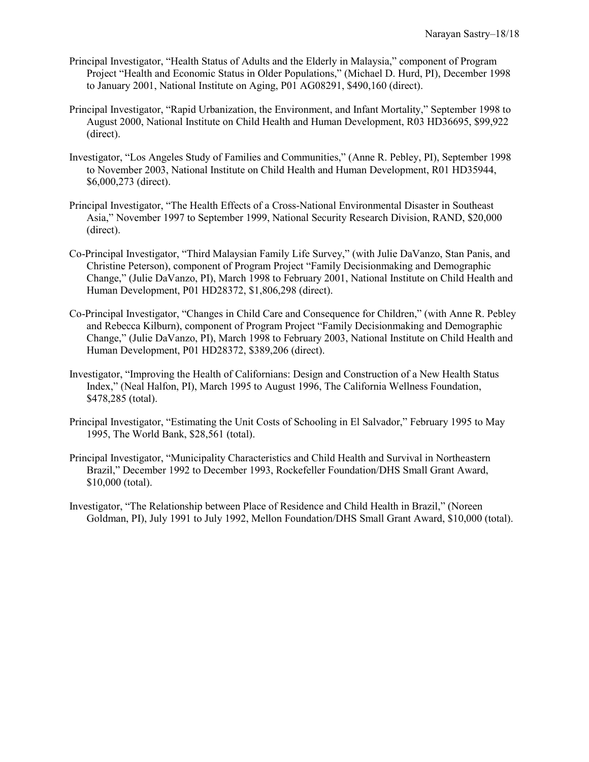Principal Investigator, "Health Status of Adults and the Elderly in Malaysia," component of Program Project "Health and Economic Status in Older Populations," (Michael D. Hurd, PI), December 1998 to January 2001, National Institute on Aging, P01 AG08291, $490,160 (direct).

Principal Investigator, "Rapid Urbanization, the Environment, and Infant Mortality," September 1998 to August 2000, National Institute on Child Health and Human Development, R03 HD36695, $99,922 (direct).

Investigator, "Los Angeles Study of Families and Communities," (Anne R. Pebley, PI), September 1998 to November 2003, National Institute on Child Health and Human Development, R01 HD35944, $6,000,273 (direct).

Principal Investigator, "The Health Effects of a Cross-National Environmental Disaster in Southeast Asia," November 1997 to September 1999, National Security Research Division, RAND, $20,000 (direct).

Co-Principal Investigator, "Third Malaysian Family Life Survey," (with Julie DaVanzo, Stan Panis, and Christine Peterson), component of Program Project "Family Decisionmaking and Demographic Change," (Julie DaVanzo, PI), March 1998 to February 2001, National Institute on Child Health and Human Development, P01 HD28372, $1,806,298 (direct).

Co-Principal Investigator, "Changes in Child Care and Consequence for Children," (with Anne R. Pebley and Rebecca Kilburn), component of Program Project "Family Decisionmaking and Demographic Change," (Julie DaVanzo, PI), March 1998 to February 2003, National Institute on Child Health and Human Development, P01 HD28372, $389,206 (direct).

Investigator, "Improving the Health of Californians: Design and Construction of a New Health Status Index," (Neal Halfon, PI), March 1995 to August 1996, The California Wellness Foundation, $478,285 (total).

Principal Investigator, "Estimating the Unit Costs of Schooling in El Salvador," February 1995 to May 1995, The World Bank, $28,561 (total).

Principal Investigator, "Municipality Characteristics and Child Health and Survival in Northeastern Brazil," December 1992 to December 1993, Rockefeller Foundation/DHS Small Grant Award, $10,000 (total).

Investigator, "The Relationship between Place of Residence and Child Health in Brazil," (Noreen Goldman, PI), July 1991 to July 1992, Mellon Foundation/DHS Small Grant Award, $10,000 (total).